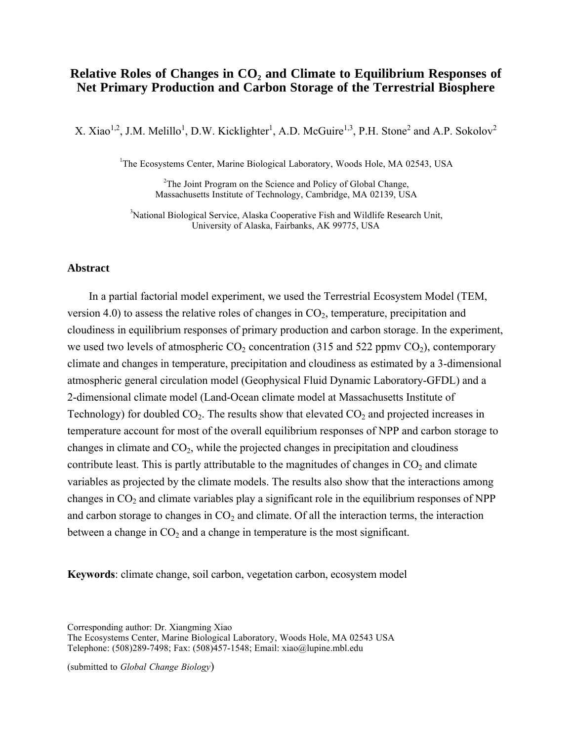# Relative Roles of Changes in $CO_2$ and Climate to Equilibrium Responses of Net Primary Production and Carbon Storage of the Terrestrial Biosphere

X. Xiao[1,2], J.M. Melillo[1], D.W. Kicklighter[1], A.D. McGuire[1,3], P.H. Stone[2] and A.P. Sokolov[2]

[1]The Ecosystems Center, Marine Biological Laboratory, Woods Hole, MA 02543, USA

[2]The Joint Program on the Science and Policy of Global Change, Massachusetts Institute of Technology, Cambridge, MA 02139, USA

[3]National Biological Service, Alaska Cooperative Fish and Wildlife Research Unit, University of Alaska, Fairbanks, AK 99775, USA

## Abstract

In a partial factorial model experiment, we used the Terrestrial Ecosystem Model (TEM, version 4.0) to assess the relative roles of changes in $CO_2$, temperature, precipitation and cloudiness in equilibrium responses of primary production and carbon storage. In the experiment, we used two levels of atmospheric $CO_2$ concentration (315 and 522 ppmv $CO_2$), contemporary climate and changes in temperature, precipitation and cloudiness as estimated by a 3-dimensional atmospheric general circulation model (Geophysical Fluid Dynamic Laboratory-GFDL) and a 2-dimensional climate model (Land-Ocean climate model at Massachusetts Institute of Technology) for doubled $CO_2$. The results show that elevated $CO_2$ and projected increases in temperature account for most of the overall equilibrium responses of NPP and carbon storage to changes in climate and $CO_2$, while the projected changes in precipitation and cloudiness contribute least. This is partly attributable to the magnitudes of changes in $CO_2$ and climate variables as projected by the climate models. The results also show that the interactions among changes in $CO_2$ and climate variables play a significant role in the equilibrium responses of NPP and carbon storage to changes in $CO_2$ and climate. Of all the interaction terms, the interaction between a change in $CO_2$ and a change in temperature is the most significant.

**Keywords**: climate change, soil carbon, vegetation carbon, ecosystem model

Corresponding author: Dr. Xiangming Xiao
The Ecosystems Center, Marine Biological Laboratory, Woods Hole, MA 02543 USA
Telephone: (508)289-7498; Fax: (508)457-1548; Email: xiao@lupine.mbl.edu

(submitted to *Global Change Biology*)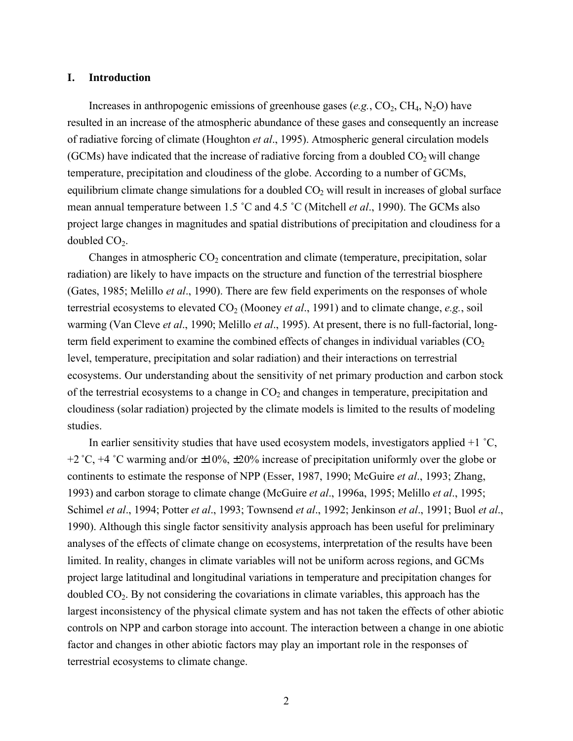## I. Introduction

Increases in anthropogenic emissions of greenhouse gases (*e.g.*, $CO_2$, $CH_4$, $N_2O$) have resulted in an increase of the atmospheric abundance of these gases and consequently an increase of radiative forcing of climate (Houghton *et al*., 1995). Atmospheric general circulation models (GCMs) have indicated that the increase of radiative forcing from a doubled $CO_2$ will change temperature, precipitation and cloudiness of the globe. According to a number of GCMs, equilibrium climate change simulations for a doubled $CO_2$ will result in increases of global surface mean annual temperature between 1.5 ˚C and 4.5 ˚C (Mitchell *et al*., 1990). The GCMs also project large changes in magnitudes and spatial distributions of precipitation and cloudiness for a doubled $CO_2$.

Changes in atmospheric $CO_2$ concentration and climate (temperature, precipitation, solar radiation) are likely to have impacts on the structure and function of the terrestrial biosphere (Gates, 1985; Melillo *et al*., 1990). There are few field experiments on the responses of whole terrestrial ecosystems to elevated $CO_2$ (Mooney *et al*., 1991) and to climate change, *e.g.*, soil warming (Van Cleve *et al*., 1990; Melillo *et al*., 1995). At present, there is no full-factorial, long-term field experiment to examine the combined effects of changes in individual variables ($CO_2$ level, temperature, precipitation and solar radiation) and their interactions on terrestrial ecosystems. Our understanding about the sensitivity of net primary production and carbon stock of the terrestrial ecosystems to a change in $CO_2$ and changes in temperature, precipitation and cloudiness (solar radiation) projected by the climate models is limited to the results of modeling studies.

In earlier sensitivity studies that have used ecosystem models, investigators applied +1 ˚C, +2 ˚C, +4 ˚C warming and/or ±10%, ±20% increase of precipitation uniformly over the globe or continents to estimate the response of NPP (Esser, 1987, 1990; McGuire *et al*., 1993; Zhang, 1993) and carbon storage to climate change (McGuire *et al*., 1996a, 1995; Melillo *et al*., 1995; Schimel *et al*., 1994; Potter *et al*., 1993; Townsend *et al*., 1992; Jenkinson *et al*., 1991; Buol *et al*., 1990). Although this single factor sensitivity analysis approach has been useful for preliminary analyses of the effects of climate change on ecosystems, interpretation of the results have been limited. In reality, changes in climate variables will not be uniform across regions, and GCMs project large latitudinal and longitudinal variations in temperature and precipitation changes for doubled $CO_2$. By not considering the covariations in climate variables, this approach has the largest inconsistency of the physical climate system and has not taken the effects of other abiotic controls on NPP and carbon storage into account. The interaction between a change in one abiotic factor and changes in other abiotic factors may play an important role in the responses of terrestrial ecosystems to climate change.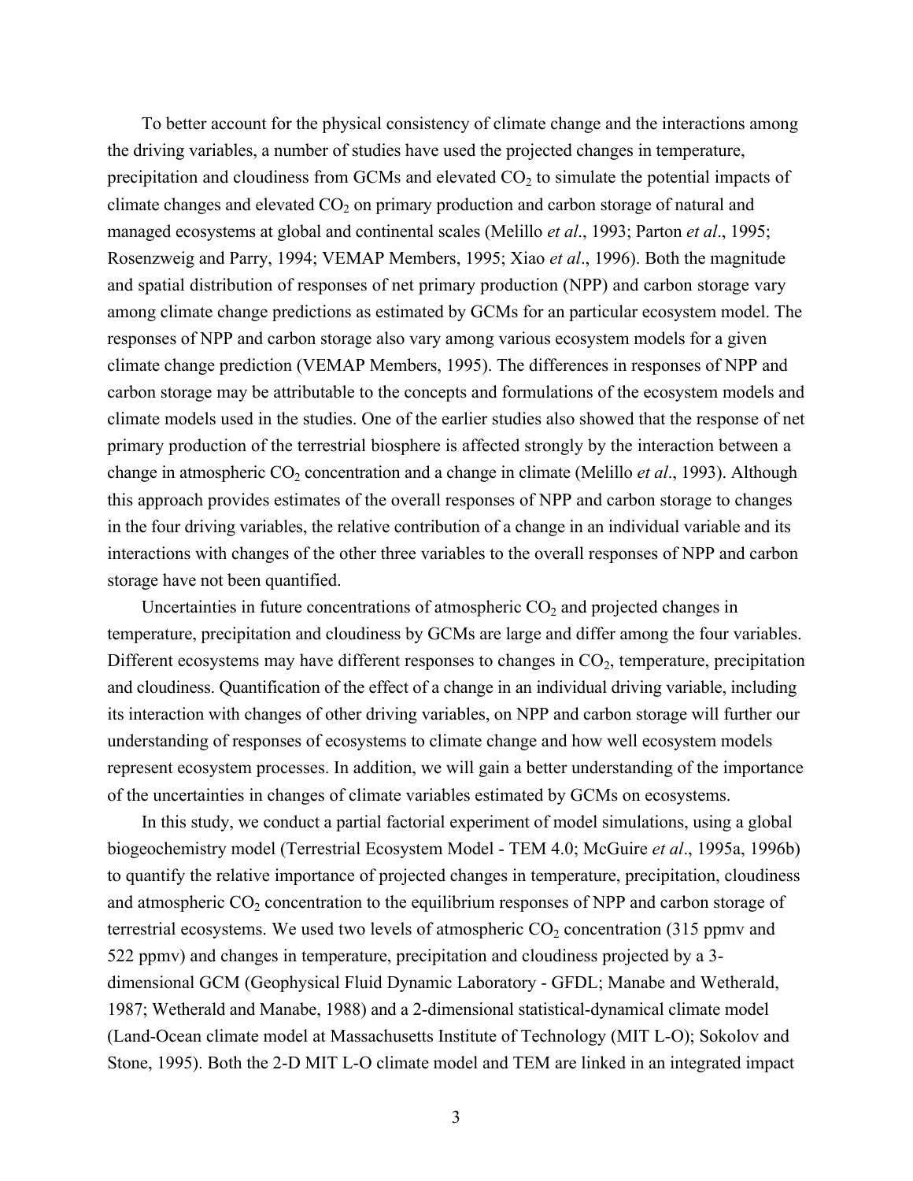To better account for the physical consistency of climate change and the interactions among the driving variables, a number of studies have used the projected changes in temperature, precipitation and cloudiness from GCMs and elevated $CO_2$ to simulate the potential impacts of climate changes and elevated $CO_2$ on primary production and carbon storage of natural and managed ecosystems at global and continental scales (Melillo *et al*., 1993; Parton *et al*., 1995; Rosenzweig and Parry, 1994; VEMAP Members, 1995; Xiao *et al*., 1996). Both the magnitude and spatial distribution of responses of net primary production (NPP) and carbon storage vary among climate change predictions as estimated by GCMs for an particular ecosystem model. The responses of NPP and carbon storage also vary among various ecosystem models for a given climate change prediction (VEMAP Members, 1995). The differences in responses of NPP and carbon storage may be attributable to the concepts and formulations of the ecosystem models and climate models used in the studies. One of the earlier studies also showed that the response of net primary production of the terrestrial biosphere is affected strongly by the interaction between a change in atmospheric $CO_2$ concentration and a change in climate (Melillo *et al*., 1993). Although this approach provides estimates of the overall responses of NPP and carbon storage to changes in the four driving variables, the relative contribution of a change in an individual variable and its interactions with changes of the other three variables to the overall responses of NPP and carbon storage have not been quantified.

Uncertainties in future concentrations of atmospheric $CO_2$ and projected changes in temperature, precipitation and cloudiness by GCMs are large and differ among the four variables. Different ecosystems may have different responses to changes in $CO_2$, temperature, precipitation and cloudiness. Quantification of the effect of a change in an individual driving variable, including its interaction with changes of other driving variables, on NPP and carbon storage will further our understanding of responses of ecosystems to climate change and how well ecosystem models represent ecosystem processes. In addition, we will gain a better understanding of the importance of the uncertainties in changes of climate variables estimated by GCMs on ecosystems.

In this study, we conduct a partial factorial experiment of model simulations, using a global biogeochemistry model (Terrestrial Ecosystem Model - TEM 4.0; McGuire *et al*., 1995a, 1996b) to quantify the relative importance of projected changes in temperature, precipitation, cloudiness and atmospheric $CO_2$ concentration to the equilibrium responses of NPP and carbon storage of terrestrial ecosystems. We used two levels of atmospheric $CO_2$ concentration (315 ppmv and 522 ppmv) and changes in temperature, precipitation and cloudiness projected by a 3-dimensional GCM (Geophysical Fluid Dynamic Laboratory - GFDL; Manabe and Wetherald, 1987; Wetherald and Manabe, 1988) and a 2-dimensional statistical-dynamical climate model (Land-Ocean climate model at Massachusetts Institute of Technology (MIT L-O); Sokolov and Stone, 1995). Both the 2-D MIT L-O climate model and TEM are linked in an integrated impact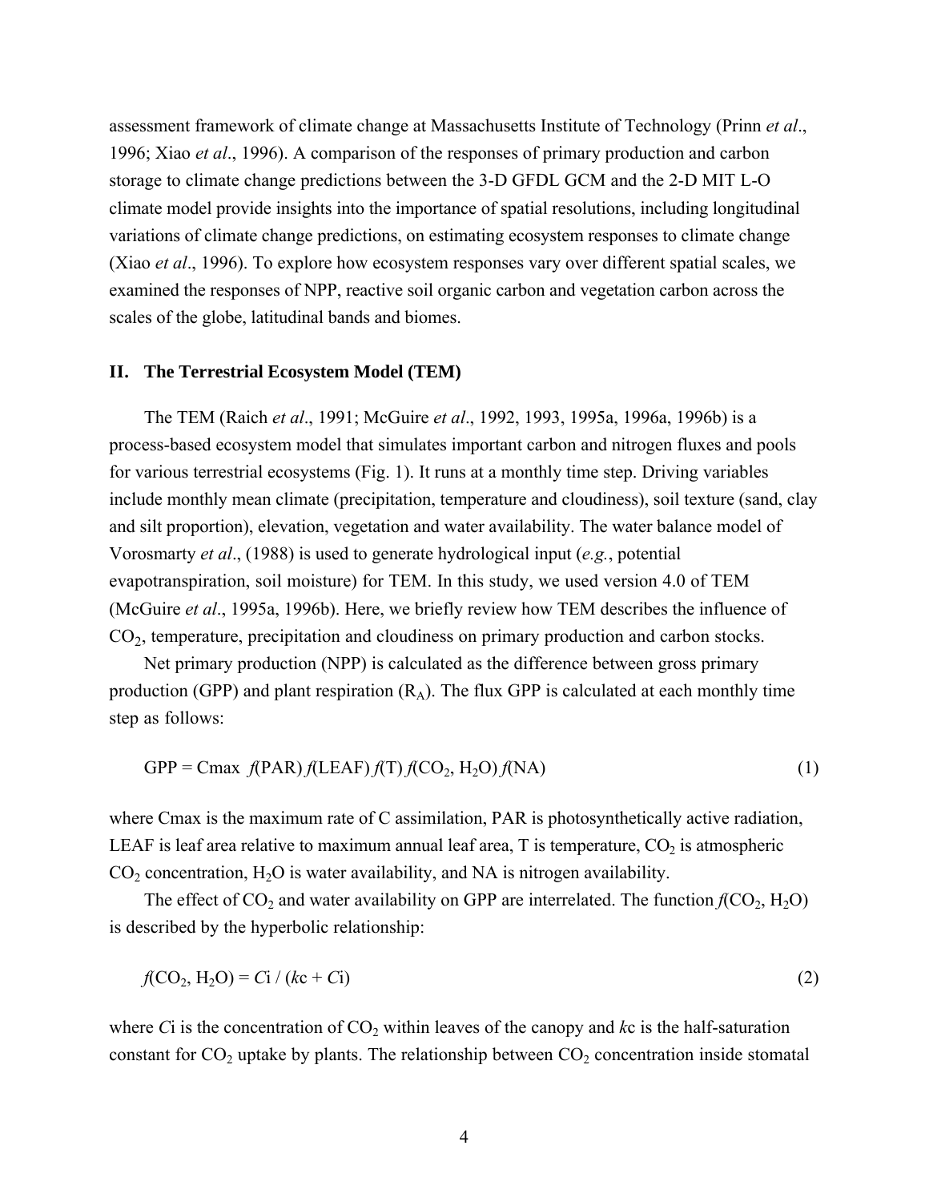assessment framework of climate change at Massachusetts Institute of Technology (Prinn *et al*., 1996; Xiao *et al*., 1996). A comparison of the responses of primary production and carbon storage to climate change predictions between the 3-D GFDL GCM and the 2-D MIT L-O climate model provide insights into the importance of spatial resolutions, including longitudinal variations of climate change predictions, on estimating ecosystem responses to climate change (Xiao *et al*., 1996). To explore how ecosystem responses vary over different spatial scales, we examined the responses of NPP, reactive soil organic carbon and vegetation carbon across the scales of the globe, latitudinal bands and biomes.

## II. The Terrestrial Ecosystem Model (TEM)

The TEM (Raich *et al*., 1991; McGuire *et al*., 1992, 1993, 1995a, 1996a, 1996b) is a process-based ecosystem model that simulates important carbon and nitrogen fluxes and pools for various terrestrial ecosystems (Fig. 1). It runs at a monthly time step. Driving variables include monthly mean climate (precipitation, temperature and cloudiness), soil texture (sand, clay and silt proportion), elevation, vegetation and water availability. The water balance model of Vorosmarty *et al*., (1988) is used to generate hydrological input (*e.g.*, potential evapotranspiration, soil moisture) for TEM. In this study, we used version 4.0 of TEM (McGuire *et al*., 1995a, 1996b). Here, we briefly review how TEM describes the influence of $CO_2$, temperature, precipitation and cloudiness on primary production and carbon stocks.

Net primary production (NPP) is calculated as the difference between gross primary production (GPP) and plant respiration ($R_A$). The flux GPP is calculated at each monthly time step as follows:

$$\text{GPP} = \text{Cmax}\ f(\text{PAR})\, f(\text{LEAF})\, f(\text{T})\, f(CO_2, H_2O)\, f(\text{NA}) \tag{1}$$

where Cmax is the maximum rate of C assimilation, PAR is photosynthetically active radiation, LEAF is leaf area relative to maximum annual leaf area, T is temperature, $CO_2$ is atmospheric $CO_2$ concentration, $H_2O$ is water availability, and NA is nitrogen availability.

The effect of $CO_2$ and water availability on GPP are interrelated. The function $f(CO_2, H_2O)$ is described by the hyperbolic relationship:

$$f(CO_2, H_2O) = C_i / (k_c + C_i) \tag{2}$$

where $C_i$ is the concentration of $CO_2$ within leaves of the canopy and $k_c$ is the half-saturation constant for $CO_2$ uptake by plants. The relationship between $CO_2$ concentration inside stomatal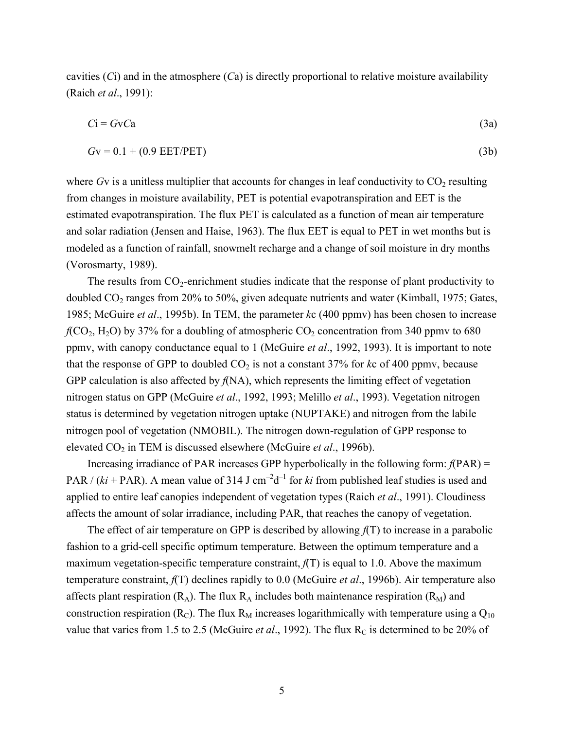cavities ($C$i) and in the atmosphere ($C$a) is directly proportional to relative moisture availability (Raich *et al*., 1991):

$$C\text{i} = G\text{v}C\text{a} \tag{3a}$$

$$G\text{v} = 0.1 + (0.9\ \text{EET/PET}) \tag{3b}$$

where $G$v is a unitless multiplier that accounts for changes in leaf conductivity to $CO_2$ resulting from changes in moisture availability, PET is potential evapotranspiration and EET is the estimated evapotranspiration. The flux PET is calculated as a function of mean air temperature and solar radiation (Jensen and Haise, 1963). The flux EET is equal to PET in wet months but is modeled as a function of rainfall, snowmelt recharge and a change of soil moisture in dry months (Vorosmarty, 1989).

The results from $CO_2$-enrichment studies indicate that the response of plant productivity to doubled $CO_2$ ranges from 20% to 50%, given adequate nutrients and water (Kimball, 1975; Gates, 1985; McGuire *et al*., 1995b). In TEM, the parameter $k$c (400 ppmv) has been chosen to increase $f(CO_2, H_2O)$ by 37% for a doubling of atmospheric $CO_2$ concentration from 340 ppmv to 680 ppmv, with canopy conductance equal to 1 (McGuire *et al*., 1992, 1993). It is important to note that the response of GPP to doubled $CO_2$ is not a constant 37% for $k$c of 400 ppmv, because GPP calculation is also affected by $f$(NA), which represents the limiting effect of vegetation nitrogen status on GPP (McGuire *et al*., 1992, 1993; Melillo *et al*., 1993). Vegetation nitrogen status is determined by vegetation nitrogen uptake (NUPTAKE) and nitrogen from the labile nitrogen pool of vegetation (NMOBIL). The nitrogen down-regulation of GPP response to elevated $CO_2$ in TEM is discussed elsewhere (McGuire *et al*., 1996b).

Increasing irradiance of PAR increases GPP hyperbolically in the following form: $f(\text{PAR}) = \text{PAR} / (ki + \text{PAR})$. A mean value of 314 J cm$^{-2}$d$^{-1}$ for $ki$ from published leaf studies is used and applied to entire leaf canopies independent of vegetation types (Raich *et al*., 1991). Cloudiness affects the amount of solar irradiance, including PAR, that reaches the canopy of vegetation.

The effect of air temperature on GPP is described by allowing $f$(T) to increase in a parabolic fashion to a grid-cell specific optimum temperature. Between the optimum temperature and a maximum vegetation-specific temperature constraint, $f$(T) is equal to 1.0. Above the maximum temperature constraint, $f$(T) declines rapidly to 0.0 (McGuire *et al*., 1996b). Air temperature also affects plant respiration ($R_A$). The flux $R_A$ includes both maintenance respiration ($R_M$) and construction respiration ($R_C$). The flux $R_M$ increases logarithmically with temperature using a $Q_{10}$ value that varies from 1.5 to 2.5 (McGuire *et al*., 1992). The flux $R_C$ is determined to be 20% of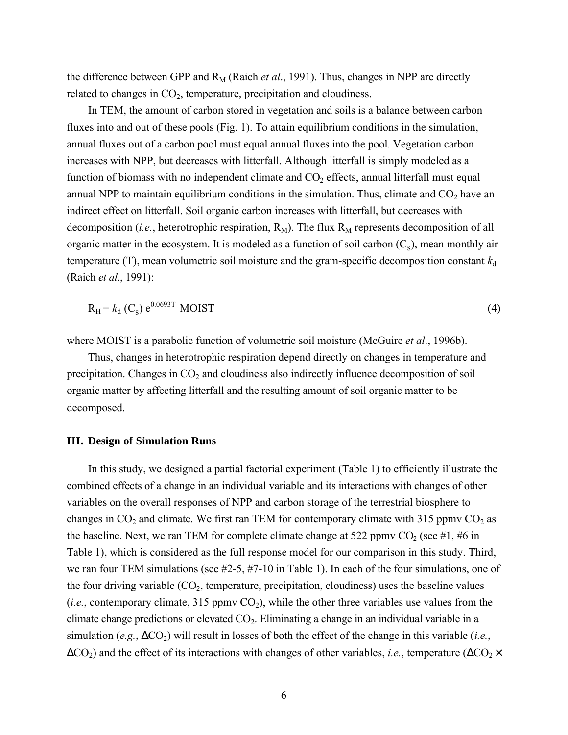the difference between GPP and $R_M$ (Raich *et al*., 1991). Thus, changes in NPP are directly related to changes in $CO_2$, temperature, precipitation and cloudiness.

In TEM, the amount of carbon stored in vegetation and soils is a balance between carbon fluxes into and out of these pools (Fig. 1). To attain equilibrium conditions in the simulation, annual fluxes out of a carbon pool must equal annual fluxes into the pool. Vegetation carbon increases with NPP, but decreases with litterfall. Although litterfall is simply modeled as a function of biomass with no independent climate and $CO_2$ effects, annual litterfall must equal annual NPP to maintain equilibrium conditions in the simulation. Thus, climate and $CO_2$ have an indirect effect on litterfall. Soil organic carbon increases with litterfall, but decreases with decomposition (*i.e.*, heterotrophic respiration, $R_M$). The flux $R_M$ represents decomposition of all organic matter in the ecosystem. It is modeled as a function of soil carbon ($C_s$), mean monthly air temperature (T), mean volumetric soil moisture and the gram-specific decomposition constant $k_d$ (Raich *et al*., 1991):

$$R_H = k_d \, (C_s) \, e^{0.0693T} \text{ MOIST} \tag{4}$$

where MOIST is a parabolic function of volumetric soil moisture (McGuire *et al*., 1996b).

Thus, changes in heterotrophic respiration depend directly on changes in temperature and precipitation. Changes in $CO_2$ and cloudiness also indirectly influence decomposition of soil organic matter by affecting litterfall and the resulting amount of soil organic matter to be decomposed.

### III. Design of Simulation Runs

In this study, we designed a partial factorial experiment (Table 1) to efficiently illustrate the combined effects of a change in an individual variable and its interactions with changes of other variables on the overall responses of NPP and carbon storage of the terrestrial biosphere to changes in $CO_2$ and climate. We first ran TEM for contemporary climate with 315 ppmv $CO_2$ as the baseline. Next, we ran TEM for complete climate change at 522 ppmv $CO_2$ (see #1, #6 in Table 1), which is considered as the full response model for our comparison in this study. Third, we ran four TEM simulations (see #2-5, #7-10 in Table 1). In each of the four simulations, one of the four driving variable ($CO_2$, temperature, precipitation, cloudiness) uses the baseline values (*i.e.*, contemporary climate, 315 ppmv $CO_2$), while the other three variables use values from the climate change predictions or elevated $CO_2$. Eliminating a change in an individual variable in a simulation (*e.g.*, $\Delta CO_2$) will result in losses of both the effect of the change in this variable (*i.e.*, $\Delta CO_2$) and the effect of its interactions with changes of other variables, *i.e.*, temperature ($\Delta CO_2 \times$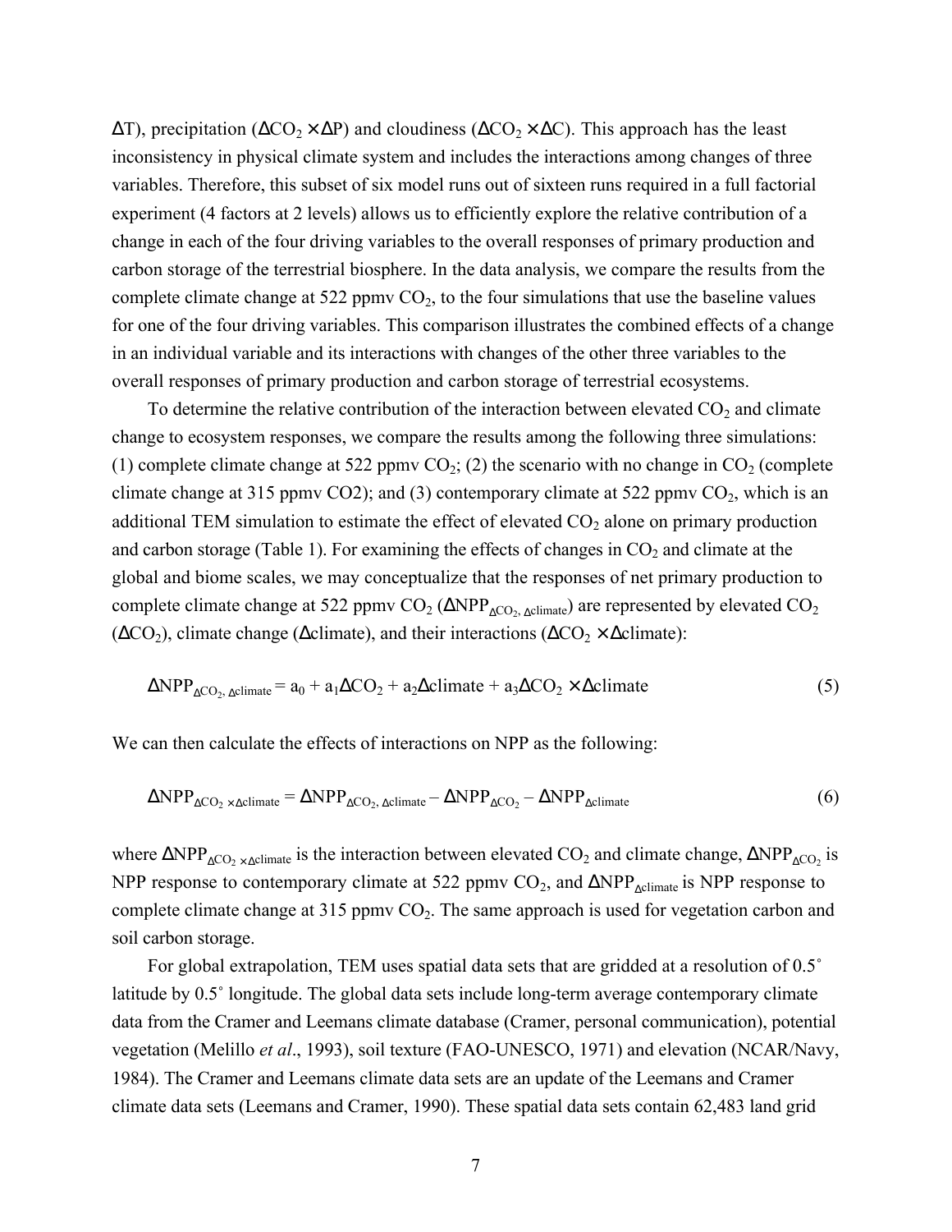$\Delta$T), precipitation ($\Delta CO_2 \times \Delta$P) and cloudiness ($\Delta CO_2 \times \Delta$C). This approach has the least inconsistency in physical climate system and includes the interactions among changes of three variables. Therefore, this subset of six model runs out of sixteen runs required in a full factorial experiment (4 factors at 2 levels) allows us to efficiently explore the relative contribution of a change in each of the four driving variables to the overall responses of primary production and carbon storage of the terrestrial biosphere. In the data analysis, we compare the results from the complete climate change at 522 ppmv $CO_2$, to the four simulations that use the baseline values for one of the four driving variables. This comparison illustrates the combined effects of a change in an individual variable and its interactions with changes of the other three variables to the overall responses of primary production and carbon storage of terrestrial ecosystems.

To determine the relative contribution of the interaction between elevated $CO_2$ and climate change to ecosystem responses, we compare the results among the following three simulations: (1) complete climate change at 522 ppmv $CO_2$; (2) the scenario with no change in $CO_2$ (complete climate change at 315 ppmv CO2); and (3) contemporary climate at 522 ppmv $CO_2$, which is an additional TEM simulation to estimate the effect of elevated $CO_2$ alone on primary production and carbon storage (Table 1). For examining the effects of changes in $CO_2$ and climate at the global and biome scales, we may conceptualize that the responses of net primary production to complete climate change at 522 ppmv $CO_2$ ($\Delta NPP_{\Delta CO_2, \Delta climate}$) are represented by elevated $CO_2$ ($\Delta CO_2$), climate change ($\Delta$climate), and their interactions ($\Delta CO_2 \times \Delta$climate):

$$\Delta NPP_{\Delta CO_2, \Delta climate} = a_0 + a_1 \Delta CO_2 + a_2 \Delta climate + a_3 \Delta CO_2 \times \Delta climate \quad (5)$$

We can then calculate the effects of interactions on NPP as the following:

$$\Delta NPP_{\Delta CO_2 \times \Delta climate} = \Delta NPP_{\Delta CO_2, \Delta climate} - \Delta NPP_{\Delta CO_2} - \Delta NPP_{\Delta climate} \quad (6)$$

where $\Delta NPP_{\Delta CO_2 \times \Delta climate}$ is the interaction between elevated $CO_2$ and climate change, $\Delta NPP_{\Delta CO_2}$ is NPP response to contemporary climate at 522 ppmv $CO_2$, and $\Delta NPP_{\Delta climate}$ is NPP response to complete climate change at 315 ppmv $CO_2$. The same approach is used for vegetation carbon and soil carbon storage.

For global extrapolation, TEM uses spatial data sets that are gridded at a resolution of 0.5˚ latitude by 0.5˚ longitude. The global data sets include long-term average contemporary climate data from the Cramer and Leemans climate database (Cramer, personal communication), potential vegetation (Melillo *et al*., 1993), soil texture (FAO-UNESCO, 1971) and elevation (NCAR/Navy, 1984). The Cramer and Leemans climate data sets are an update of the Leemans and Cramer climate data sets (Leemans and Cramer, 1990). These spatial data sets contain 62,483 land grid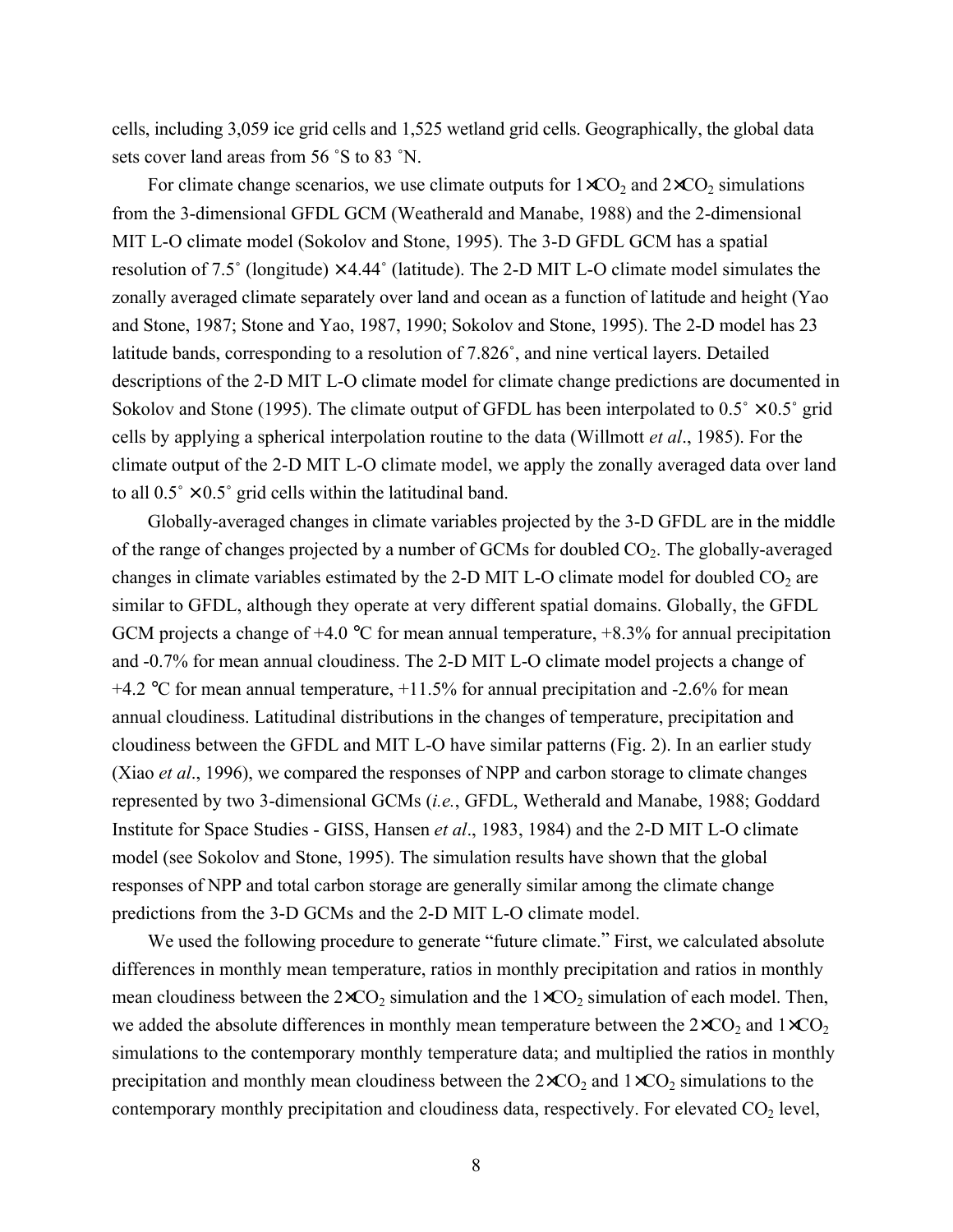cells, including 3,059 ice grid cells and 1,525 wetland grid cells. Geographically, the global data sets cover land areas from 56 ˚S to 83 ˚N.

For climate change scenarios, we use climate outputs for $1\times CO_2$ and $2\times CO_2$ simulations from the 3-dimensional GFDL GCM (Weatherald and Manabe, 1988) and the 2-dimensional MIT L-O climate model (Sokolov and Stone, 1995). The 3-D GFDL GCM has a spatial resolution of 7.5˚ (longitude) × 4.44˚ (latitude). The 2-D MIT L-O climate model simulates the zonally averaged climate separately over land and ocean as a function of latitude and height (Yao and Stone, 1987; Stone and Yao, 1987, 1990; Sokolov and Stone, 1995). The 2-D model has 23 latitude bands, corresponding to a resolution of 7.826˚, and nine vertical layers. Detailed descriptions of the 2-D MIT L-O climate model for climate change predictions are documented in Sokolov and Stone (1995). The climate output of GFDL has been interpolated to 0.5˚ × 0.5˚ grid cells by applying a spherical interpolation routine to the data (Willmott *et al*., 1985). For the climate output of the 2-D MIT L-O climate model, we apply the zonally averaged data over land to all 0.5˚ × 0.5˚ grid cells within the latitudinal band.

Globally-averaged changes in climate variables projected by the 3-D GFDL are in the middle of the range of changes projected by a number of GCMs for doubled $CO_2$. The globally-averaged changes in climate variables estimated by the 2-D MIT L-O climate model for doubled $CO_2$ are similar to GFDL, although they operate at very different spatial domains. Globally, the GFDL GCM projects a change of +4.0 °C for mean annual temperature, +8.3% for annual precipitation and -0.7% for mean annual cloudiness. The 2-D MIT L-O climate model projects a change of +4.2 °C for mean annual temperature, +11.5% for annual precipitation and -2.6% for mean annual cloudiness. Latitudinal distributions in the changes of temperature, precipitation and cloudiness between the GFDL and MIT L-O have similar patterns (Fig. 2). In an earlier study (Xiao *et al*., 1996), we compared the responses of NPP and carbon storage to climate changes represented by two 3-dimensional GCMs (*i.e.*, GFDL, Wetherald and Manabe, 1988; Goddard Institute for Space Studies - GISS, Hansen *et al*., 1983, 1984) and the 2-D MIT L-O climate model (see Sokolov and Stone, 1995). The simulation results have shown that the global responses of NPP and total carbon storage are generally similar among the climate change predictions from the 3-D GCMs and the 2-D MIT L-O climate model.

We used the following procedure to generate "future climate." First, we calculated absolute differences in monthly mean temperature, ratios in monthly precipitation and ratios in monthly mean cloudiness between the $2\times CO_2$ simulation and the $1\times CO_2$ simulation of each model. Then, we added the absolute differences in monthly mean temperature between the $2\times CO_2$ and $1\times CO_2$ simulations to the contemporary monthly temperature data; and multiplied the ratios in monthly precipitation and monthly mean cloudiness between the $2\times CO_2$ and $1\times CO_2$ simulations to the contemporary monthly precipitation and cloudiness data, respectively. For elevated $CO_2$ level,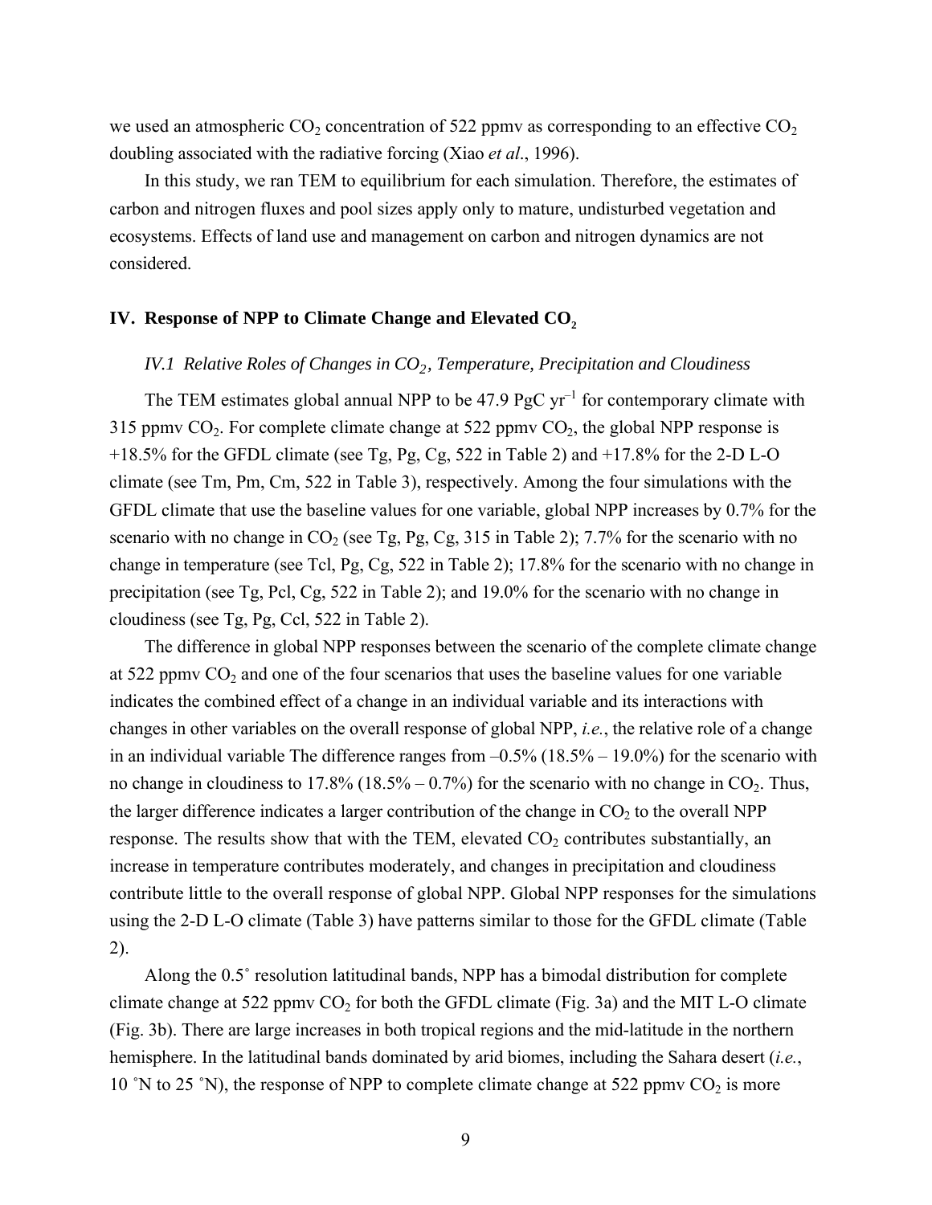we used an atmospheric $CO_2$ concentration of 522 ppmv as corresponding to an effective $CO_2$ doubling associated with the radiative forcing (Xiao *et al*., 1996).

In this study, we ran TEM to equilibrium for each simulation. Therefore, the estimates of carbon and nitrogen fluxes and pool sizes apply only to mature, undisturbed vegetation and ecosystems. Effects of land use and management on carbon and nitrogen dynamics are not considered.

## IV. Response of NPP to Climate Change and Elevated $CO_2$

### *IV.1 Relative Roles of Changes in $CO_2$, Temperature, Precipitation and Cloudiness*

The TEM estimates global annual NPP to be 47.9 PgC $yr^{-1}$ for contemporary climate with 315 ppmv $CO_2$. For complete climate change at 522 ppmv $CO_2$, the global NPP response is +18.5% for the GFDL climate (see Tg, Pg, Cg, 522 in Table 2) and +17.8% for the 2-D L-O climate (see Tm, Pm, Cm, 522 in Table 3), respectively. Among the four simulations with the GFDL climate that use the baseline values for one variable, global NPP increases by 0.7% for the scenario with no change in $CO_2$ (see Tg, Pg, Cg, 315 in Table 2); 7.7% for the scenario with no change in temperature (see Tcl, Pg, Cg, 522 in Table 2); 17.8% for the scenario with no change in precipitation (see Tg, Pcl, Cg, 522 in Table 2); and 19.0% for the scenario with no change in cloudiness (see Tg, Pg, Ccl, 522 in Table 2).

The difference in global NPP responses between the scenario of the complete climate change at 522 ppmv $CO_2$ and one of the four scenarios that uses the baseline values for one variable indicates the combined effect of a change in an individual variable and its interactions with changes in other variables on the overall response of global NPP, *i.e.*, the relative role of a change in an individual variable The difference ranges from –0.5% (18.5% – 19.0%) for the scenario with no change in cloudiness to 17.8% (18.5% – 0.7%) for the scenario with no change in $CO_2$. Thus, the larger difference indicates a larger contribution of the change in $CO_2$ to the overall NPP response. The results show that with the TEM, elevated $CO_2$ contributes substantially, an increase in temperature contributes moderately, and changes in precipitation and cloudiness contribute little to the overall response of global NPP. Global NPP responses for the simulations using the 2-D L-O climate (Table 3) have patterns similar to those for the GFDL climate (Table 2).

Along the 0.5˚ resolution latitudinal bands, NPP has a bimodal distribution for complete climate change at 522 ppmv $CO_2$ for both the GFDL climate (Fig. 3a) and the MIT L-O climate (Fig. 3b). There are large increases in both tropical regions and the mid-latitude in the northern hemisphere. In the latitudinal bands dominated by arid biomes, including the Sahara desert (*i.e.*, 10 ˚N to 25 ˚N), the response of NPP to complete climate change at 522 ppmv $CO_2$ is more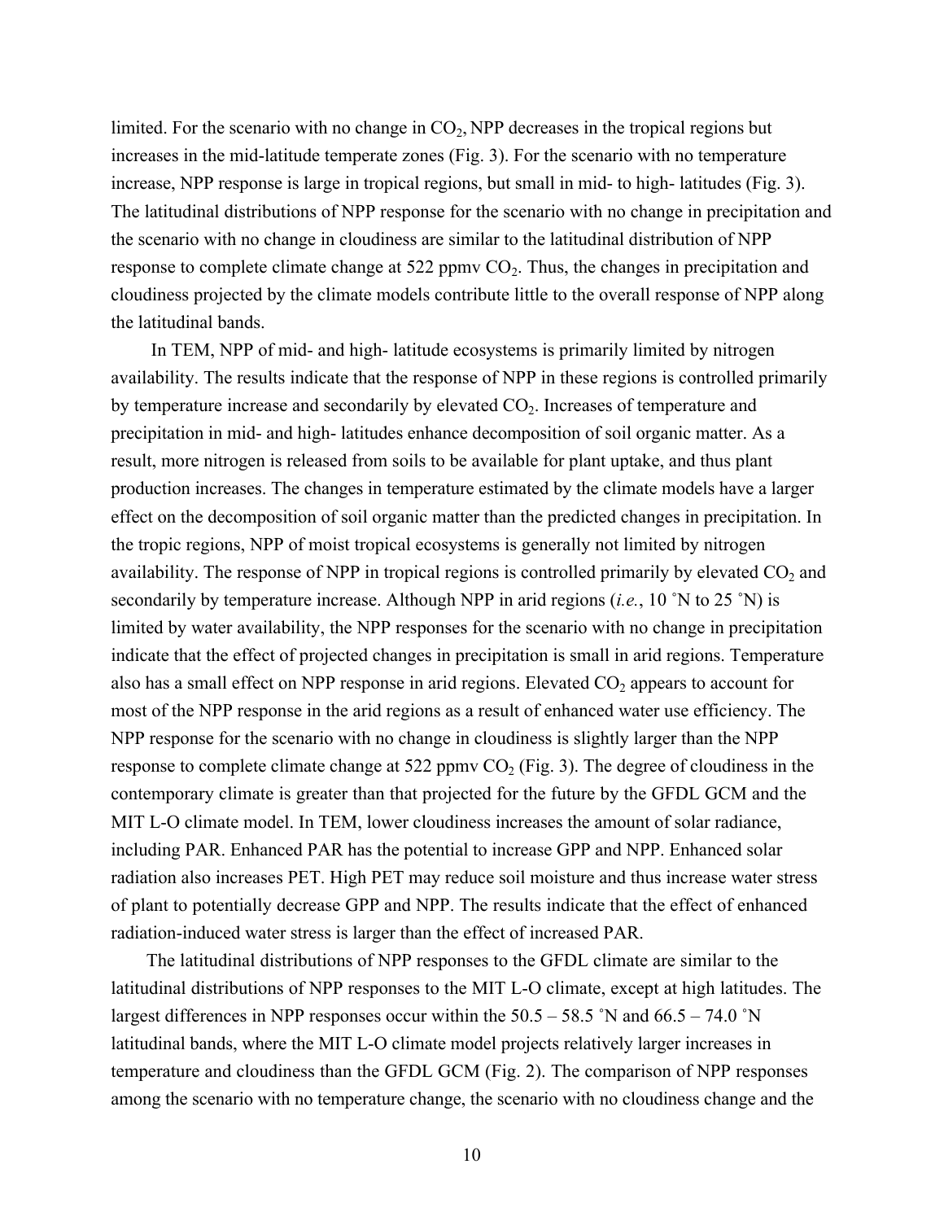limited. For the scenario with no change in $CO_2$, NPP decreases in the tropical regions but increases in the mid-latitude temperate zones (Fig. 3). For the scenario with no temperature increase, NPP response is large in tropical regions, but small in mid- to high- latitudes (Fig. 3). The latitudinal distributions of NPP response for the scenario with no change in precipitation and the scenario with no change in cloudiness are similar to the latitudinal distribution of NPP response to complete climate change at 522 ppmv $CO_2$. Thus, the changes in precipitation and cloudiness projected by the climate models contribute little to the overall response of NPP along the latitudinal bands.

In TEM, NPP of mid- and high- latitude ecosystems is primarily limited by nitrogen availability. The results indicate that the response of NPP in these regions is controlled primarily by temperature increase and secondarily by elevated $CO_2$. Increases of temperature and precipitation in mid- and high- latitudes enhance decomposition of soil organic matter. As a result, more nitrogen is released from soils to be available for plant uptake, and thus plant production increases. The changes in temperature estimated by the climate models have a larger effect on the decomposition of soil organic matter than the predicted changes in precipitation. In the tropic regions, NPP of moist tropical ecosystems is generally not limited by nitrogen availability. The response of NPP in tropical regions is controlled primarily by elevated $CO_2$ and secondarily by temperature increase. Although NPP in arid regions (*i.e.*, 10 ˚N to 25 ˚N) is limited by water availability, the NPP responses for the scenario with no change in precipitation indicate that the effect of projected changes in precipitation is small in arid regions. Temperature also has a small effect on NPP response in arid regions. Elevated $CO_2$ appears to account for most of the NPP response in the arid regions as a result of enhanced water use efficiency. The NPP response for the scenario with no change in cloudiness is slightly larger than the NPP response to complete climate change at 522 ppmv $CO_2$ (Fig. 3). The degree of cloudiness in the contemporary climate is greater than that projected for the future by the GFDL GCM and the MIT L-O climate model. In TEM, lower cloudiness increases the amount of solar radiance, including PAR. Enhanced PAR has the potential to increase GPP and NPP. Enhanced solar radiation also increases PET. High PET may reduce soil moisture and thus increase water stress of plant to potentially decrease GPP and NPP. The results indicate that the effect of enhanced radiation-induced water stress is larger than the effect of increased PAR.

The latitudinal distributions of NPP responses to the GFDL climate are similar to the latitudinal distributions of NPP responses to the MIT L-O climate, except at high latitudes. The largest differences in NPP responses occur within the 50.5 – 58.5 ˚N and 66.5 – 74.0 ˚N latitudinal bands, where the MIT L-O climate model projects relatively larger increases in temperature and cloudiness than the GFDL GCM (Fig. 2). The comparison of NPP responses among the scenario with no temperature change, the scenario with no cloudiness change and the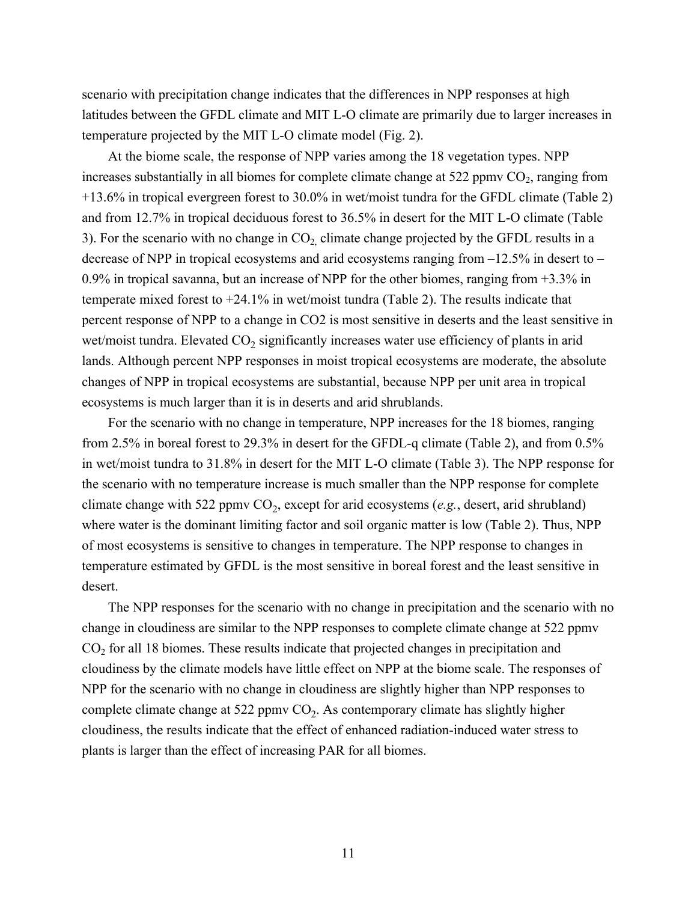scenario with precipitation change indicates that the differences in NPP responses at high latitudes between the GFDL climate and MIT L-O climate are primarily due to larger increases in temperature projected by the MIT L-O climate model (Fig. 2).

At the biome scale, the response of NPP varies among the 18 vegetation types. NPP increases substantially in all biomes for complete climate change at 522 ppmv $CO_2$, ranging from +13.6% in tropical evergreen forest to 30.0% in wet/moist tundra for the GFDL climate (Table 2) and from 12.7% in tropical deciduous forest to 36.5% in desert for the MIT L-O climate (Table 3). For the scenario with no change in $CO_2$, climate change projected by the GFDL results in a decrease of NPP in tropical ecosystems and arid ecosystems ranging from –12.5% in desert to –0.9% in tropical savanna, but an increase of NPP for the other biomes, ranging from +3.3% in temperate mixed forest to +24.1% in wet/moist tundra (Table 2). The results indicate that percent response of NPP to a change in CO2 is most sensitive in deserts and the least sensitive in wet/moist tundra. Elevated $CO_2$ significantly increases water use efficiency of plants in arid lands. Although percent NPP responses in moist tropical ecosystems are moderate, the absolute changes of NPP in tropical ecosystems are substantial, because NPP per unit area in tropical ecosystems is much larger than it is in deserts and arid shrublands.

For the scenario with no change in temperature, NPP increases for the 18 biomes, ranging from 2.5% in boreal forest to 29.3% in desert for the GFDL-q climate (Table 2), and from 0.5% in wet/moist tundra to 31.8% in desert for the MIT L-O climate (Table 3). The NPP response for the scenario with no temperature increase is much smaller than the NPP response for complete climate change with 522 ppmv $CO_2$, except for arid ecosystems (*e.g.*, desert, arid shrubland) where water is the dominant limiting factor and soil organic matter is low (Table 2). Thus, NPP of most ecosystems is sensitive to changes in temperature. The NPP response to changes in temperature estimated by GFDL is the most sensitive in boreal forest and the least sensitive in desert.

The NPP responses for the scenario with no change in precipitation and the scenario with no change in cloudiness are similar to the NPP responses to complete climate change at 522 ppmv $CO_2$ for all 18 biomes. These results indicate that projected changes in precipitation and cloudiness by the climate models have little effect on NPP at the biome scale. The responses of NPP for the scenario with no change in cloudiness are slightly higher than NPP responses to complete climate change at 522 ppmv $CO_2$. As contemporary climate has slightly higher cloudiness, the results indicate that the effect of enhanced radiation-induced water stress to plants is larger than the effect of increasing PAR for all biomes.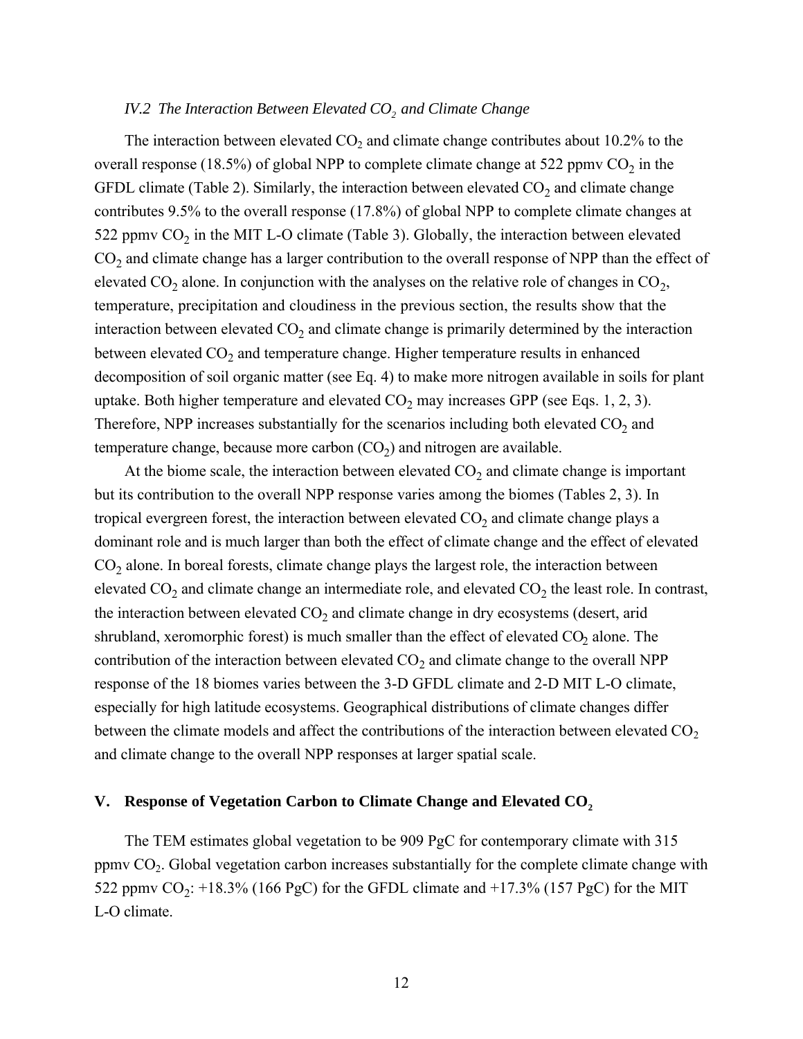### *IV.2 The Interaction Between Elevated $CO_2$ and Climate Change*

The interaction between elevated $CO_2$ and climate change contributes about 10.2% to the overall response (18.5%) of global NPP to complete climate change at 522 ppmv $CO_2$ in the GFDL climate (Table 2). Similarly, the interaction between elevated $CO_2$ and climate change contributes 9.5% to the overall response (17.8%) of global NPP to complete climate changes at 522 ppmv $CO_2$ in the MIT L-O climate (Table 3). Globally, the interaction between elevated $CO_2$ and climate change has a larger contribution to the overall response of NPP than the effect of elevated $CO_2$ alone. In conjunction with the analyses on the relative role of changes in $CO_2$, temperature, precipitation and cloudiness in the previous section, the results show that the interaction between elevated $CO_2$ and climate change is primarily determined by the interaction between elevated $CO_2$ and temperature change. Higher temperature results in enhanced decomposition of soil organic matter (see Eq. 4) to make more nitrogen available in soils for plant uptake. Both higher temperature and elevated $CO_2$ may increases GPP (see Eqs. 1, 2, 3). Therefore, NPP increases substantially for the scenarios including both elevated $CO_2$ and temperature change, because more carbon ($CO_2$) and nitrogen are available.

At the biome scale, the interaction between elevated $CO_2$ and climate change is important but its contribution to the overall NPP response varies among the biomes (Tables 2, 3). In tropical evergreen forest, the interaction between elevated $CO_2$ and climate change plays a dominant role and is much larger than both the effect of climate change and the effect of elevated $CO_2$ alone. In boreal forests, climate change plays the largest role, the interaction between elevated $CO_2$ and climate change an intermediate role, and elevated $CO_2$ the least role. In contrast, the interaction between elevated $CO_2$ and climate change in dry ecosystems (desert, arid shrubland, xeromorphic forest) is much smaller than the effect of elevated $CO_2$ alone. The contribution of the interaction between elevated $CO_2$ and climate change to the overall NPP response of the 18 biomes varies between the 3-D GFDL climate and 2-D MIT L-O climate, especially for high latitude ecosystems. Geographical distributions of climate changes differ between the climate models and affect the contributions of the interaction between elevated $CO_2$ and climate change to the overall NPP responses at larger spatial scale.

## V. Response of Vegetation Carbon to Climate Change and Elevated $CO_2$

The TEM estimates global vegetation to be 909 PgC for contemporary climate with 315 ppmv $CO_2$. Global vegetation carbon increases substantially for the complete climate change with 522 ppmv $CO_2$: +18.3% (166 PgC) for the GFDL climate and +17.3% (157 PgC) for the MIT L-O climate.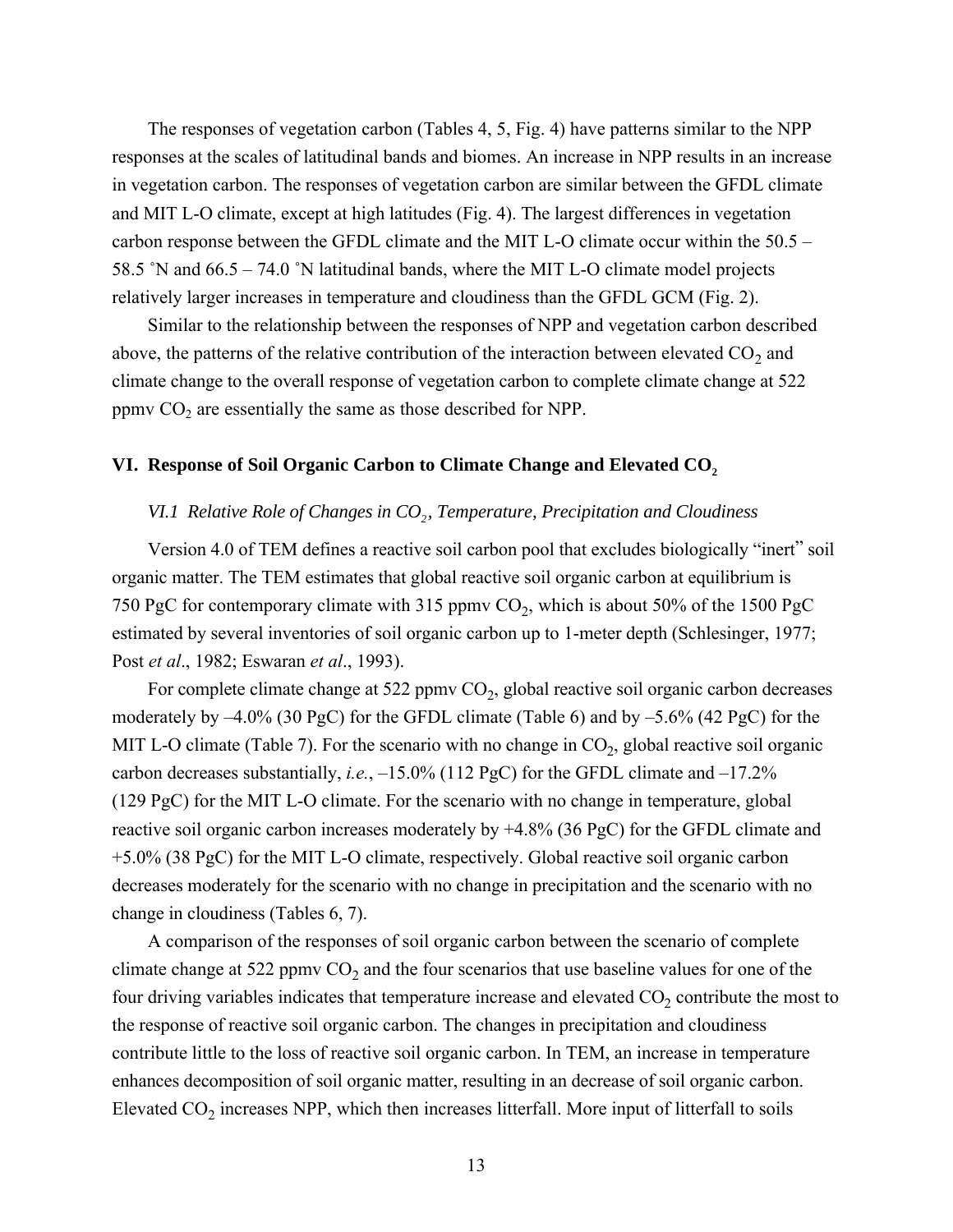The responses of vegetation carbon (Tables 4, 5, Fig. 4) have patterns similar to the NPP responses at the scales of latitudinal bands and biomes. An increase in NPP results in an increase in vegetation carbon. The responses of vegetation carbon are similar between the GFDL climate and MIT L-O climate, except at high latitudes (Fig. 4). The largest differences in vegetation carbon response between the GFDL climate and the MIT L-O climate occur within the 50.5 – 58.5 ˚N and 66.5 – 74.0 ˚N latitudinal bands, where the MIT L-O climate model projects relatively larger increases in temperature and cloudiness than the GFDL GCM (Fig. 2).

Similar to the relationship between the responses of NPP and vegetation carbon described above, the patterns of the relative contribution of the interaction between elevated $CO_2$ and climate change to the overall response of vegetation carbon to complete climate change at 522 ppmv $CO_2$ are essentially the same as those described for NPP.

## VI. Response of Soil Organic Carbon to Climate Change and Elevated $CO_2$

### *VI.1 Relative Role of Changes in $CO_2$, Temperature, Precipitation and Cloudiness*

Version 4.0 of TEM defines a reactive soil carbon pool that excludes biologically "inert" soil organic matter. The TEM estimates that global reactive soil organic carbon at equilibrium is 750 PgC for contemporary climate with 315 ppmv $CO_2$, which is about 50% of the 1500 PgC estimated by several inventories of soil organic carbon up to 1-meter depth (Schlesinger, 1977; Post *et al*., 1982; Eswaran *et al*., 1993).

For complete climate change at 522 ppmv $CO_2$, global reactive soil organic carbon decreases moderately by –4.0% (30 PgC) for the GFDL climate (Table 6) and by –5.6% (42 PgC) for the MIT L-O climate (Table 7). For the scenario with no change in $CO_2$, global reactive soil organic carbon decreases substantially, *i.e.*, –15.0% (112 PgC) for the GFDL climate and –17.2% (129 PgC) for the MIT L-O climate. For the scenario with no change in temperature, global reactive soil organic carbon increases moderately by +4.8% (36 PgC) for the GFDL climate and +5.0% (38 PgC) for the MIT L-O climate, respectively. Global reactive soil organic carbon decreases moderately for the scenario with no change in precipitation and the scenario with no change in cloudiness (Tables 6, 7).

A comparison of the responses of soil organic carbon between the scenario of complete climate change at 522 ppmv $CO_2$ and the four scenarios that use baseline values for one of the four driving variables indicates that temperature increase and elevated $CO_2$ contribute the most to the response of reactive soil organic carbon. The changes in precipitation and cloudiness contribute little to the loss of reactive soil organic carbon. In TEM, an increase in temperature enhances decomposition of soil organic matter, resulting in an decrease of soil organic carbon. Elevated $CO_2$ increases NPP, which then increases litterfall. More input of litterfall to soils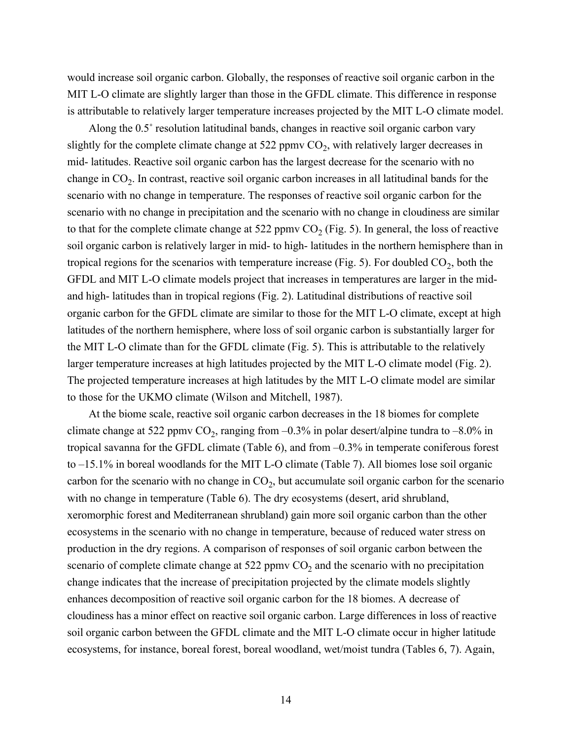would increase soil organic carbon. Globally, the responses of reactive soil organic carbon in the MIT L-O climate are slightly larger than those in the GFDL climate. This difference in response is attributable to relatively larger temperature increases projected by the MIT L-O climate model.

Along the 0.5˚ resolution latitudinal bands, changes in reactive soil organic carbon vary slightly for the complete climate change at 522 ppmv $CO_2$, with relatively larger decreases in mid- latitudes. Reactive soil organic carbon has the largest decrease for the scenario with no change in $CO_2$. In contrast, reactive soil organic carbon increases in all latitudinal bands for the scenario with no change in temperature. The responses of reactive soil organic carbon for the scenario with no change in precipitation and the scenario with no change in cloudiness are similar to that for the complete climate change at 522 ppmv $CO_2$ (Fig. 5). In general, the loss of reactive soil organic carbon is relatively larger in mid- to high- latitudes in the northern hemisphere than in tropical regions for the scenarios with temperature increase (Fig. 5). For doubled $CO_2$, both the GFDL and MIT L-O climate models project that increases in temperatures are larger in the mid- and high- latitudes than in tropical regions (Fig. 2). Latitudinal distributions of reactive soil organic carbon for the GFDL climate are similar to those for the MIT L-O climate, except at high latitudes of the northern hemisphere, where loss of soil organic carbon is substantially larger for the MIT L-O climate than for the GFDL climate (Fig. 5). This is attributable to the relatively larger temperature increases at high latitudes projected by the MIT L-O climate model (Fig. 2). The projected temperature increases at high latitudes by the MIT L-O climate model are similar to those for the UKMO climate (Wilson and Mitchell, 1987).

At the biome scale, reactive soil organic carbon decreases in the 18 biomes for complete climate change at 522 ppmv $CO_2$, ranging from –0.3% in polar desert/alpine tundra to –8.0% in tropical savanna for the GFDL climate (Table 6), and from –0.3% in temperate coniferous forest to –15.1% in boreal woodlands for the MIT L-O climate (Table 7). All biomes lose soil organic carbon for the scenario with no change in $CO_2$, but accumulate soil organic carbon for the scenario with no change in temperature (Table 6). The dry ecosystems (desert, arid shrubland, xeromorphic forest and Mediterranean shrubland) gain more soil organic carbon than the other ecosystems in the scenario with no change in temperature, because of reduced water stress on production in the dry regions. A comparison of responses of soil organic carbon between the scenario of complete climate change at 522 ppmv $CO_2$ and the scenario with no precipitation change indicates that the increase of precipitation projected by the climate models slightly enhances decomposition of reactive soil organic carbon for the 18 biomes. A decrease of cloudiness has a minor effect on reactive soil organic carbon. Large differences in loss of reactive soil organic carbon between the GFDL climate and the MIT L-O climate occur in higher latitude ecosystems, for instance, boreal forest, boreal woodland, wet/moist tundra (Tables 6, 7). Again,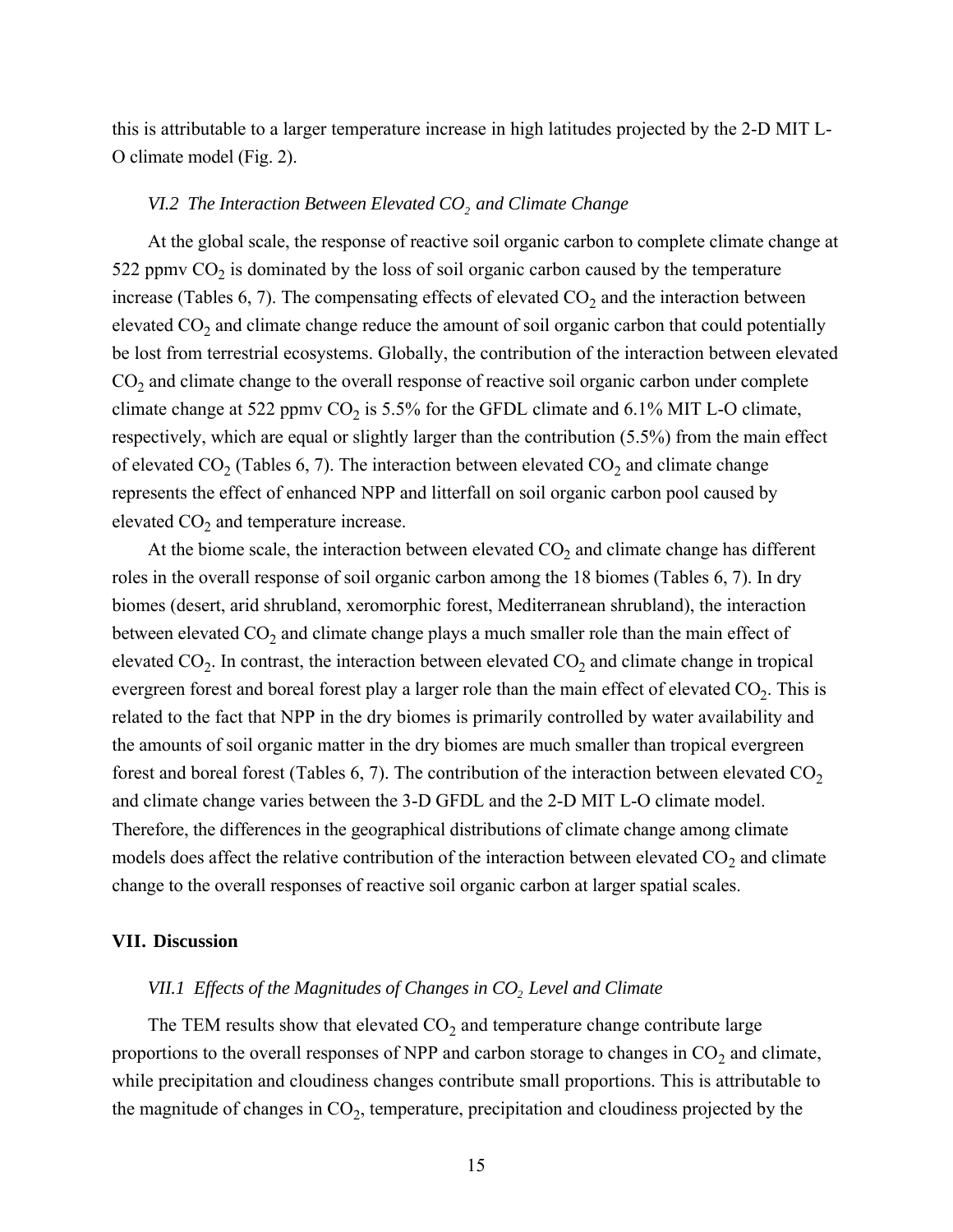this is attributable to a larger temperature increase in high latitudes projected by the 2-D MIT L-O climate model (Fig. 2).

### *VI.2 The Interaction Between Elevated $CO_2$ and Climate Change*

At the global scale, the response of reactive soil organic carbon to complete climate change at 522 ppmv $CO_2$ is dominated by the loss of soil organic carbon caused by the temperature increase (Tables 6, 7). The compensating effects of elevated $CO_2$ and the interaction between elevated $CO_2$ and climate change reduce the amount of soil organic carbon that could potentially be lost from terrestrial ecosystems. Globally, the contribution of the interaction between elevated $CO_2$ and climate change to the overall response of reactive soil organic carbon under complete climate change at 522 ppmv $CO_2$ is 5.5% for the GFDL climate and 6.1% MIT L-O climate, respectively, which are equal or slightly larger than the contribution (5.5%) from the main effect of elevated $CO_2$ (Tables 6, 7). The interaction between elevated $CO_2$ and climate change represents the effect of enhanced NPP and litterfall on soil organic carbon pool caused by elevated $CO_2$ and temperature increase.

At the biome scale, the interaction between elevated $CO_2$ and climate change has different roles in the overall response of soil organic carbon among the 18 biomes (Tables 6, 7). In dry biomes (desert, arid shrubland, xeromorphic forest, Mediterranean shrubland), the interaction between elevated $CO_2$ and climate change plays a much smaller role than the main effect of elevated $CO_2$. In contrast, the interaction between elevated $CO_2$ and climate change in tropical evergreen forest and boreal forest play a larger role than the main effect of elevated $CO_2$. This is related to the fact that NPP in the dry biomes is primarily controlled by water availability and the amounts of soil organic matter in the dry biomes are much smaller than tropical evergreen forest and boreal forest (Tables 6, 7). The contribution of the interaction between elevated $CO_2$ and climate change varies between the 3-D GFDL and the 2-D MIT L-O climate model. Therefore, the differences in the geographical distributions of climate change among climate models does affect the relative contribution of the interaction between elevated $CO_2$ and climate change to the overall responses of reactive soil organic carbon at larger spatial scales.

## VII. Discussion

### *VII.1 Effects of the Magnitudes of Changes in $CO_2$ Level and Climate*

The TEM results show that elevated $CO_2$ and temperature change contribute large proportions to the overall responses of NPP and carbon storage to changes in $CO_2$ and climate, while precipitation and cloudiness changes contribute small proportions. This is attributable to the magnitude of changes in $CO_2$, temperature, precipitation and cloudiness projected by the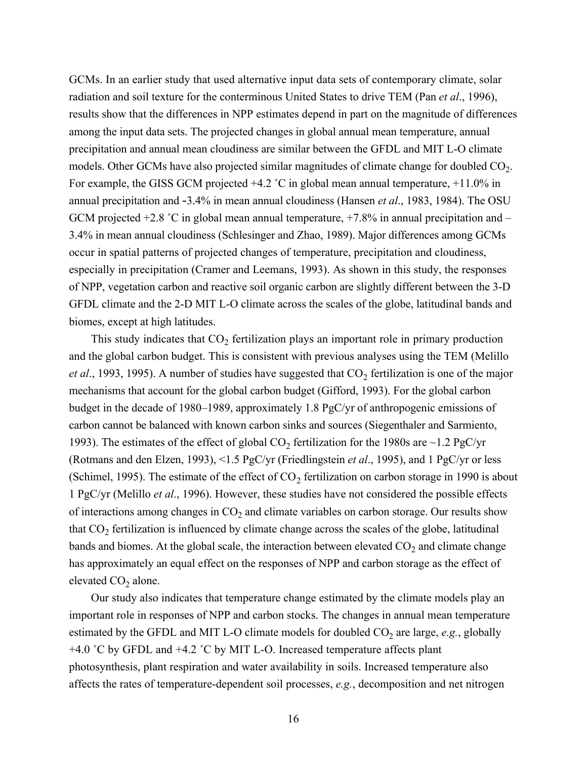GCMs. In an earlier study that used alternative input data sets of contemporary climate, solar radiation and soil texture for the conterminous United States to drive TEM (Pan *et al*., 1996), results show that the differences in NPP estimates depend in part on the magnitude of differences among the input data sets. The projected changes in global annual mean temperature, annual precipitation and annual mean cloudiness are similar between the GFDL and MIT L-O climate models. Other GCMs have also projected similar magnitudes of climate change for doubled $CO_2$. For example, the GISS GCM projected +4.2 ˚C in global mean annual temperature, +11.0% in annual precipitation and -3.4% in mean annual cloudiness (Hansen *et al*., 1983, 1984). The OSU GCM projected +2.8 ˚C in global mean annual temperature, +7.8% in annual precipitation and –3.4% in mean annual cloudiness (Schlesinger and Zhao, 1989). Major differences among GCMs occur in spatial patterns of projected changes of temperature, precipitation and cloudiness, especially in precipitation (Cramer and Leemans, 1993). As shown in this study, the responses of NPP, vegetation carbon and reactive soil organic carbon are slightly different between the 3-D GFDL climate and the 2-D MIT L-O climate across the scales of the globe, latitudinal bands and biomes, except at high latitudes.

This study indicates that $CO_2$ fertilization plays an important role in primary production and the global carbon budget. This is consistent with previous analyses using the TEM (Melillo *et al*., 1993, 1995). A number of studies have suggested that $CO_2$ fertilization is one of the major mechanisms that account for the global carbon budget (Gifford, 1993). For the global carbon budget in the decade of 1980–1989, approximately 1.8 PgC/yr of anthropogenic emissions of carbon cannot be balanced with known carbon sinks and sources (Siegenthaler and Sarmiento, 1993). The estimates of the effect of global $CO_2$ fertilization for the 1980s are ~1.2 PgC/yr (Rotmans and den Elzen, 1993), <1.5 PgC/yr (Friedlingstein *et al*., 1995), and 1 PgC/yr or less (Schimel, 1995). The estimate of the effect of $CO_2$ fertilization on carbon storage in 1990 is about 1 PgC/yr (Melillo *et al*., 1996). However, these studies have not considered the possible effects of interactions among changes in $CO_2$ and climate variables on carbon storage. Our results show that $CO_2$ fertilization is influenced by climate change across the scales of the globe, latitudinal bands and biomes. At the global scale, the interaction between elevated $CO_2$ and climate change has approximately an equal effect on the responses of NPP and carbon storage as the effect of elevated $CO_2$ alone.

Our study also indicates that temperature change estimated by the climate models play an important role in responses of NPP and carbon stocks. The changes in annual mean temperature estimated by the GFDL and MIT L-O climate models for doubled $CO_2$ are large, *e.g.*, globally +4.0 ˚C by GFDL and +4.2 ˚C by MIT L-O. Increased temperature affects plant photosynthesis, plant respiration and water availability in soils. Increased temperature also affects the rates of temperature-dependent soil processes, *e.g.*, decomposition and net nitrogen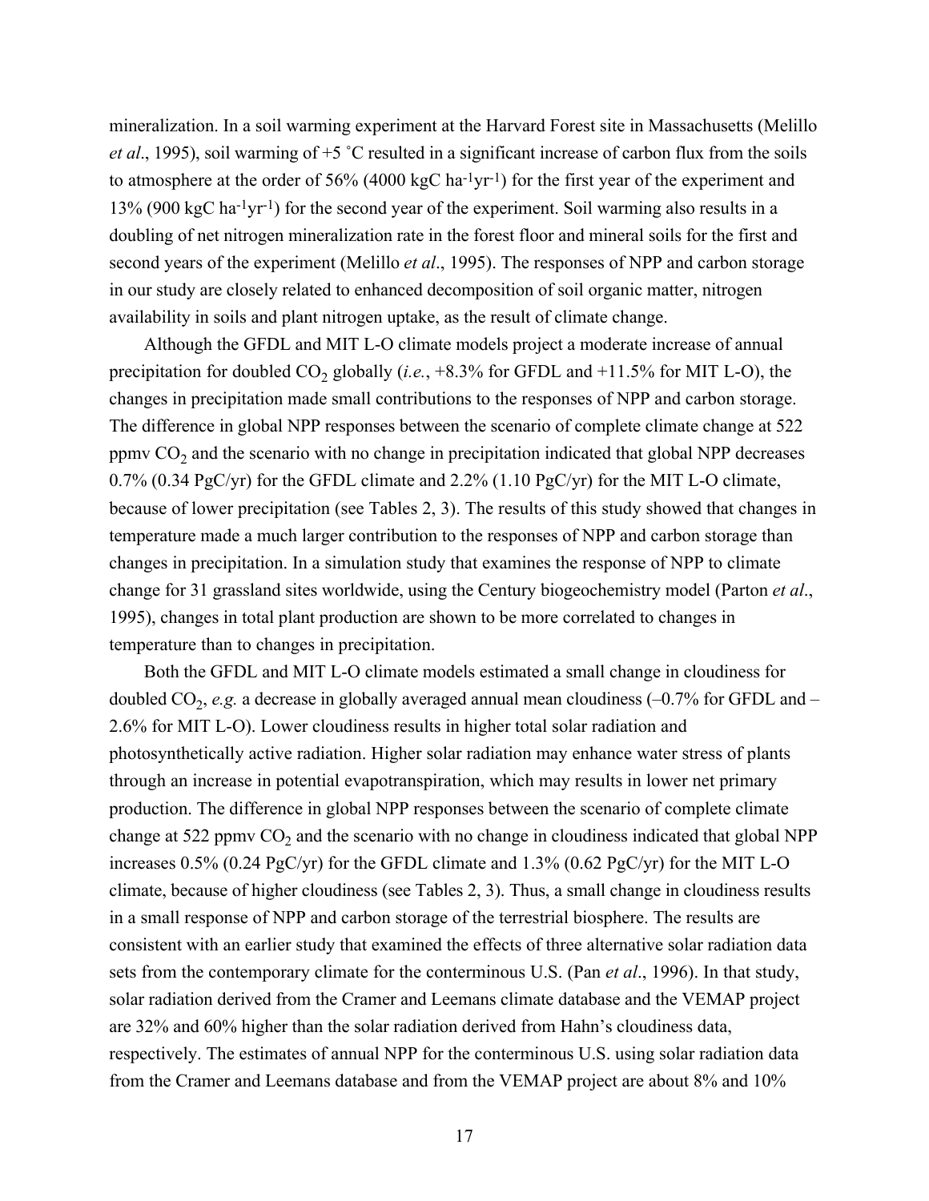mineralization. In a soil warming experiment at the Harvard Forest site in Massachusetts (Melillo *et al*., 1995), soil warming of +5 ˚C resulted in a significant increase of carbon flux from the soils to atmosphere at the order of 56% (4000 kgC $ha^{-1}yr^{-1}$) for the first year of the experiment and 13% (900 kgC $ha^{-1}yr^{-1}$) for the second year of the experiment. Soil warming also results in a doubling of net nitrogen mineralization rate in the forest floor and mineral soils for the first and second years of the experiment (Melillo *et al*., 1995). The responses of NPP and carbon storage in our study are closely related to enhanced decomposition of soil organic matter, nitrogen availability in soils and plant nitrogen uptake, as the result of climate change.

Although the GFDL and MIT L-O climate models project a moderate increase of annual precipitation for doubled $CO_2$ globally (*i.e.*, +8.3% for GFDL and +11.5% for MIT L-O), the changes in precipitation made small contributions to the responses of NPP and carbon storage. The difference in global NPP responses between the scenario of complete climate change at 522 ppmv $CO_2$ and the scenario with no change in precipitation indicated that global NPP decreases 0.7% (0.34 PgC/yr) for the GFDL climate and 2.2% (1.10 PgC/yr) for the MIT L-O climate, because of lower precipitation (see Tables 2, 3). The results of this study showed that changes in temperature made a much larger contribution to the responses of NPP and carbon storage than changes in precipitation. In a simulation study that examines the response of NPP to climate change for 31 grassland sites worldwide, using the Century biogeochemistry model (Parton *et al*., 1995), changes in total plant production are shown to be more correlated to changes in temperature than to changes in precipitation.

Both the GFDL and MIT L-O climate models estimated a small change in cloudiness for doubled $CO_2$, *e.g.* a decrease in globally averaged annual mean cloudiness (–0.7% for GFDL and –2.6% for MIT L-O). Lower cloudiness results in higher total solar radiation and photosynthetically active radiation. Higher solar radiation may enhance water stress of plants through an increase in potential evapotranspiration, which may results in lower net primary production. The difference in global NPP responses between the scenario of complete climate change at 522 ppmv $CO_2$ and the scenario with no change in cloudiness indicated that global NPP increases 0.5% (0.24 PgC/yr) for the GFDL climate and 1.3% (0.62 PgC/yr) for the MIT L-O climate, because of higher cloudiness (see Tables 2, 3). Thus, a small change in cloudiness results in a small response of NPP and carbon storage of the terrestrial biosphere. The results are consistent with an earlier study that examined the effects of three alternative solar radiation data sets from the contemporary climate for the conterminous U.S. (Pan *et al*., 1996). In that study, solar radiation derived from the Cramer and Leemans climate database and the VEMAP project are 32% and 60% higher than the solar radiation derived from Hahn's cloudiness data, respectively. The estimates of annual NPP for the conterminous U.S. using solar radiation data from the Cramer and Leemans database and from the VEMAP project are about 8% and 10%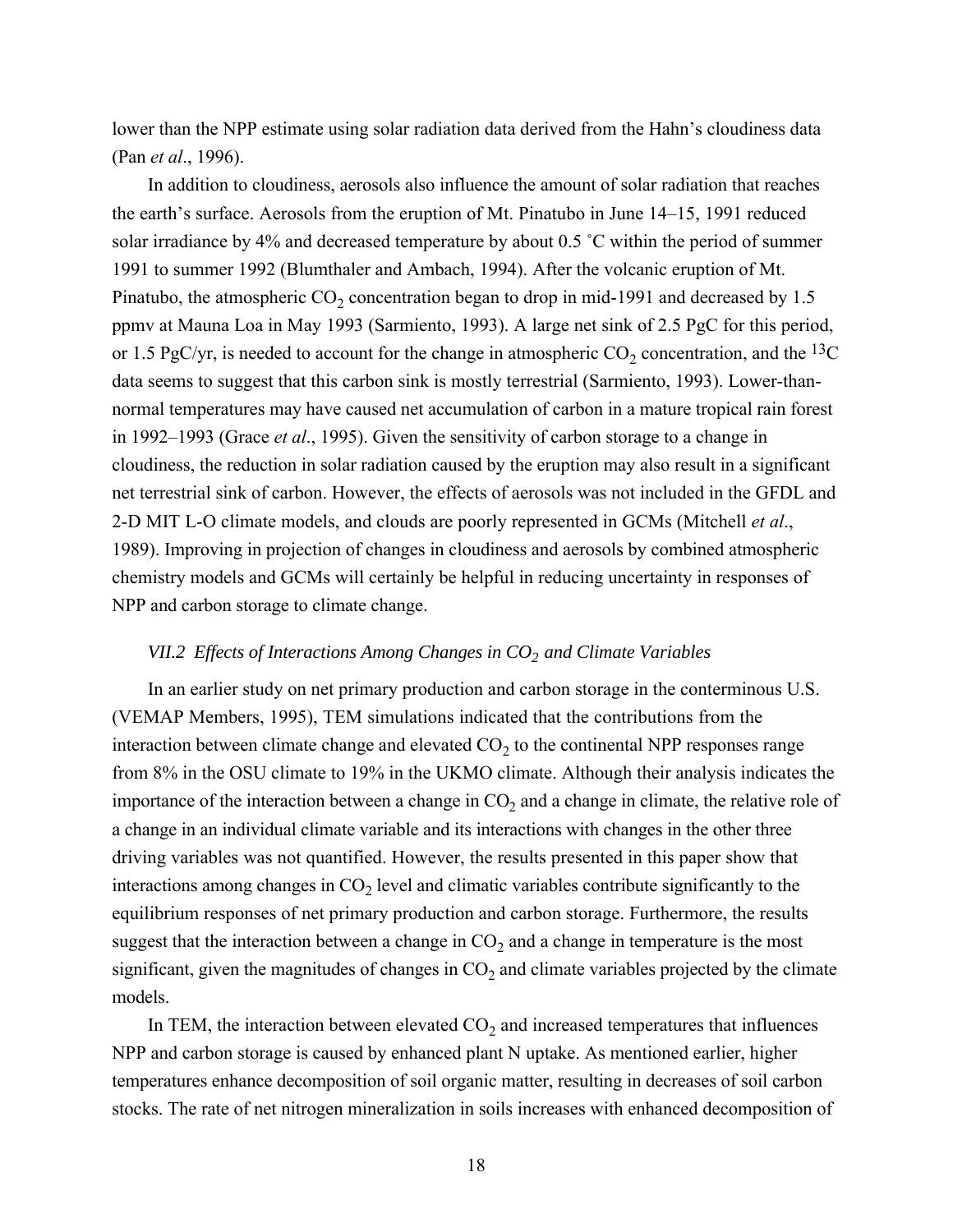lower than the NPP estimate using solar radiation data derived from the Hahn's cloudiness data (Pan *et al*., 1996).

In addition to cloudiness, aerosols also influence the amount of solar radiation that reaches the earth's surface. Aerosols from the eruption of Mt. Pinatubo in June 14–15, 1991 reduced solar irradiance by 4% and decreased temperature by about 0.5 ˚C within the period of summer 1991 to summer 1992 (Blumthaler and Ambach, 1994). After the volcanic eruption of Mt. Pinatubo, the atmospheric $CO_2$ concentration began to drop in mid-1991 and decreased by 1.5 ppmv at Mauna Loa in May 1993 (Sarmiento, 1993). A large net sink of 2.5 PgC for this period, or 1.5 PgC/yr, is needed to account for the change in atmospheric $CO_2$ concentration, and the $^{13}C$ data seems to suggest that this carbon sink is mostly terrestrial (Sarmiento, 1993). Lower-than-normal temperatures may have caused net accumulation of carbon in a mature tropical rain forest in 1992–1993 (Grace *et al*., 1995). Given the sensitivity of carbon storage to a change in cloudiness, the reduction in solar radiation caused by the eruption may also result in a significant net terrestrial sink of carbon. However, the effects of aerosols was not included in the GFDL and 2-D MIT L-O climate models, and clouds are poorly represented in GCMs (Mitchell *et al*., 1989). Improving in projection of changes in cloudiness and aerosols by combined atmospheric chemistry models and GCMs will certainly be helpful in reducing uncertainty in responses of NPP and carbon storage to climate change.

### *VII.2 Effects of Interactions Among Changes in $CO_2$ and Climate Variables*

In an earlier study on net primary production and carbon storage in the conterminous U.S. (VEMAP Members, 1995), TEM simulations indicated that the contributions from the interaction between climate change and elevated $CO_2$ to the continental NPP responses range from 8% in the OSU climate to 19% in the UKMO climate. Although their analysis indicates the importance of the interaction between a change in $CO_2$ and a change in climate, the relative role of a change in an individual climate variable and its interactions with changes in the other three driving variables was not quantified. However, the results presented in this paper show that interactions among changes in $CO_2$ level and climatic variables contribute significantly to the equilibrium responses of net primary production and carbon storage. Furthermore, the results suggest that the interaction between a change in $CO_2$ and a change in temperature is the most significant, given the magnitudes of changes in $CO_2$ and climate variables projected by the climate models.

In TEM, the interaction between elevated $CO_2$ and increased temperatures that influences NPP and carbon storage is caused by enhanced plant N uptake. As mentioned earlier, higher temperatures enhance decomposition of soil organic matter, resulting in decreases of soil carbon stocks. The rate of net nitrogen mineralization in soils increases with enhanced decomposition of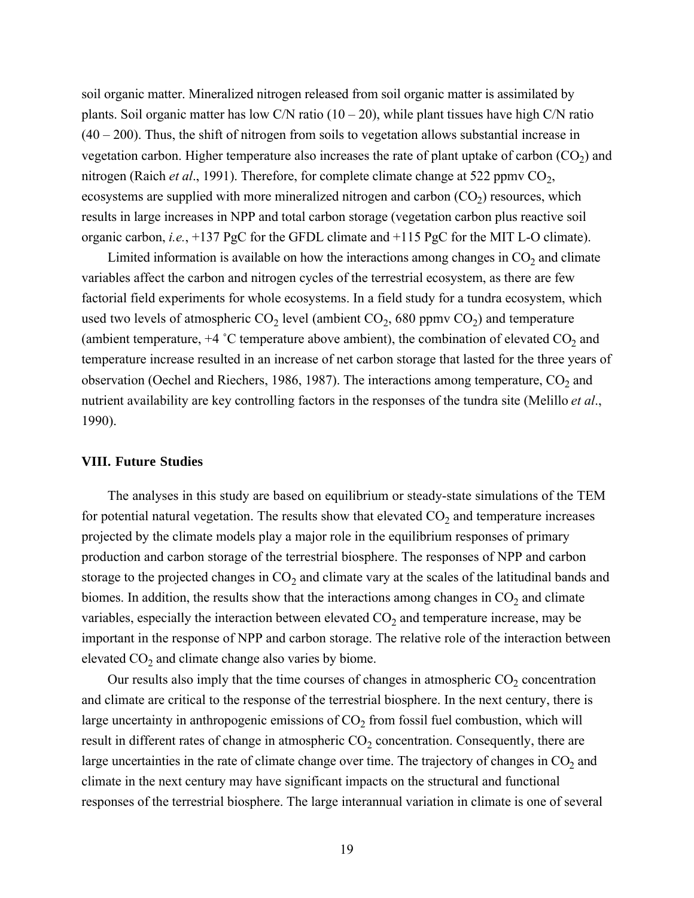soil organic matter. Mineralized nitrogen released from soil organic matter is assimilated by plants. Soil organic matter has low C/N ratio (10 – 20), while plant tissues have high C/N ratio (40 – 200). Thus, the shift of nitrogen from soils to vegetation allows substantial increase in vegetation carbon. Higher temperature also increases the rate of plant uptake of carbon ($CO_2$) and nitrogen (Raich *et al*., 1991). Therefore, for complete climate change at 522 ppmv $CO_2$, ecosystems are supplied with more mineralized nitrogen and carbon ($CO_2$) resources, which results in large increases in NPP and total carbon storage (vegetation carbon plus reactive soil organic carbon, *i.e.*, +137 PgC for the GFDL climate and +115 PgC for the MIT L-O climate).

Limited information is available on how the interactions among changes in $CO_2$ and climate variables affect the carbon and nitrogen cycles of the terrestrial ecosystem, as there are few factorial field experiments for whole ecosystems. In a field study for a tundra ecosystem, which used two levels of atmospheric $CO_2$ level (ambient $CO_2$, 680 ppmv $CO_2$) and temperature (ambient temperature, +4 ˚C temperature above ambient), the combination of elevated $CO_2$ and temperature increase resulted in an increase of net carbon storage that lasted for the three years of observation (Oechel and Riechers, 1986, 1987). The interactions among temperature, $CO_2$ and nutrient availability are key controlling factors in the responses of the tundra site (Melillo *et al*., 1990).

## VIII. Future Studies

The analyses in this study are based on equilibrium or steady-state simulations of the TEM for potential natural vegetation. The results show that elevated $CO_2$ and temperature increases projected by the climate models play a major role in the equilibrium responses of primary production and carbon storage of the terrestrial biosphere. The responses of NPP and carbon storage to the projected changes in $CO_2$ and climate vary at the scales of the latitudinal bands and biomes. In addition, the results show that the interactions among changes in $CO_2$ and climate variables, especially the interaction between elevated $CO_2$ and temperature increase, may be important in the response of NPP and carbon storage. The relative role of the interaction between elevated $CO_2$ and climate change also varies by biome.

Our results also imply that the time courses of changes in atmospheric $CO_2$ concentration and climate are critical to the response of the terrestrial biosphere. In the next century, there is large uncertainty in anthropogenic emissions of $CO_2$ from fossil fuel combustion, which will result in different rates of change in atmospheric $CO_2$ concentration. Consequently, there are large uncertainties in the rate of climate change over time. The trajectory of changes in $CO_2$ and climate in the next century may have significant impacts on the structural and functional responses of the terrestrial biosphere. The large interannual variation in climate is one of several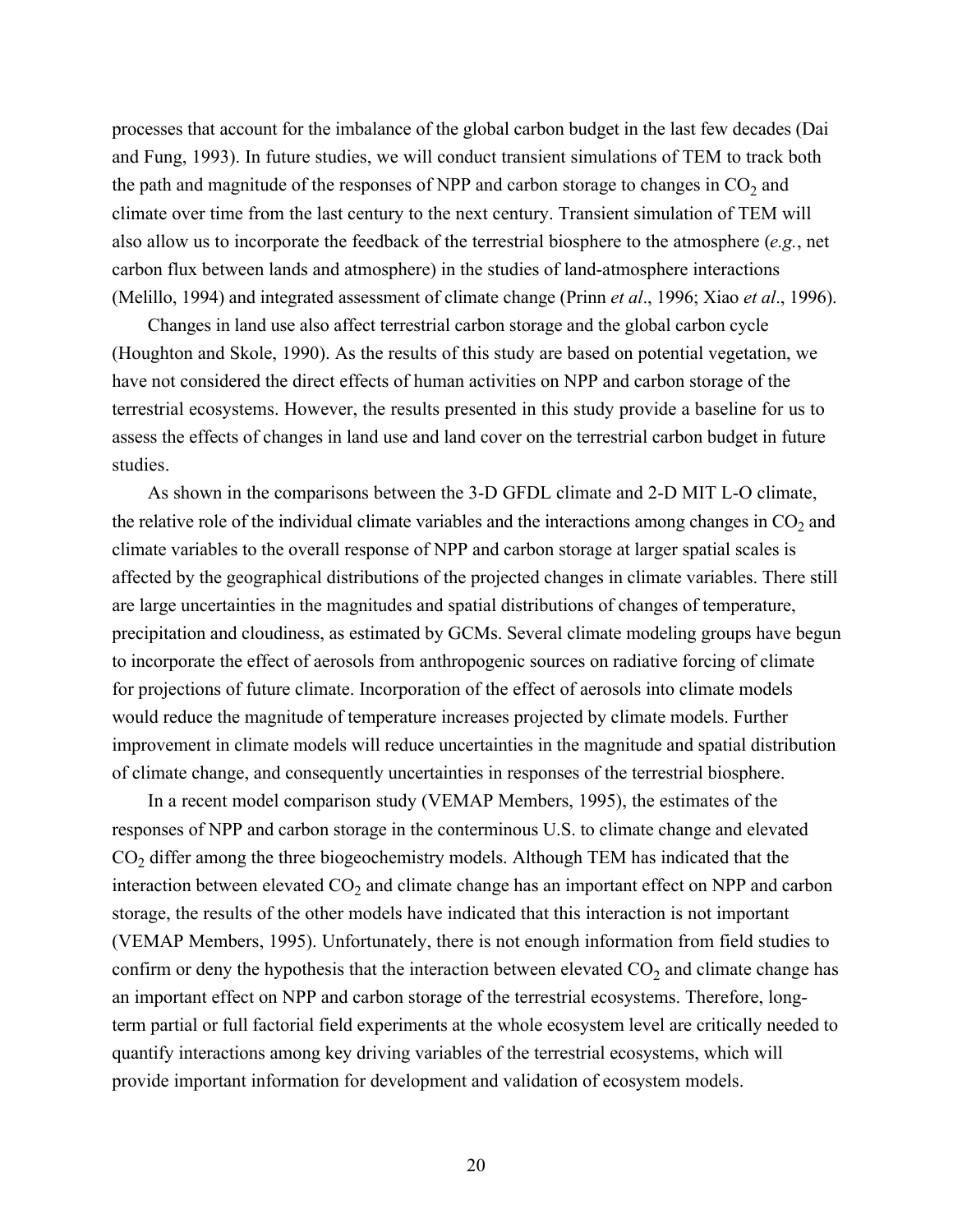processes that account for the imbalance of the global carbon budget in the last few decades (Dai and Fung, 1993). In future studies, we will conduct transient simulations of TEM to track both the path and magnitude of the responses of NPP and carbon storage to changes in $CO_2$ and climate over time from the last century to the next century. Transient simulation of TEM will also allow us to incorporate the feedback of the terrestrial biosphere to the atmosphere (*e.g.*, net carbon flux between lands and atmosphere) in the studies of land-atmosphere interactions (Melillo, 1994) and integrated assessment of climate change (Prinn *et al*., 1996; Xiao *et al*., 1996).

Changes in land use also affect terrestrial carbon storage and the global carbon cycle (Houghton and Skole, 1990). As the results of this study are based on potential vegetation, we have not considered the direct effects of human activities on NPP and carbon storage of the terrestrial ecosystems. However, the results presented in this study provide a baseline for us to assess the effects of changes in land use and land cover on the terrestrial carbon budget in future studies.

As shown in the comparisons between the 3-D GFDL climate and 2-D MIT L-O climate, the relative role of the individual climate variables and the interactions among changes in $CO_2$ and climate variables to the overall response of NPP and carbon storage at larger spatial scales is affected by the geographical distributions of the projected changes in climate variables. There still are large uncertainties in the magnitudes and spatial distributions of changes of temperature, precipitation and cloudiness, as estimated by GCMs. Several climate modeling groups have begun to incorporate the effect of aerosols from anthropogenic sources on radiative forcing of climate for projections of future climate. Incorporation of the effect of aerosols into climate models would reduce the magnitude of temperature increases projected by climate models. Further improvement in climate models will reduce uncertainties in the magnitude and spatial distribution of climate change, and consequently uncertainties in responses of the terrestrial biosphere.

In a recent model comparison study (VEMAP Members, 1995), the estimates of the responses of NPP and carbon storage in the conterminous U.S. to climate change and elevated $CO_2$ differ among the three biogeochemistry models. Although TEM has indicated that the interaction between elevated $CO_2$ and climate change has an important effect on NPP and carbon storage, the results of the other models have indicated that this interaction is not important (VEMAP Members, 1995). Unfortunately, there is not enough information from field studies to confirm or deny the hypothesis that the interaction between elevated $CO_2$ and climate change has an important effect on NPP and carbon storage of the terrestrial ecosystems. Therefore, long-term partial or full factorial field experiments at the whole ecosystem level are critically needed to quantify interactions among key driving variables of the terrestrial ecosystems, which will provide important information for development and validation of ecosystem models.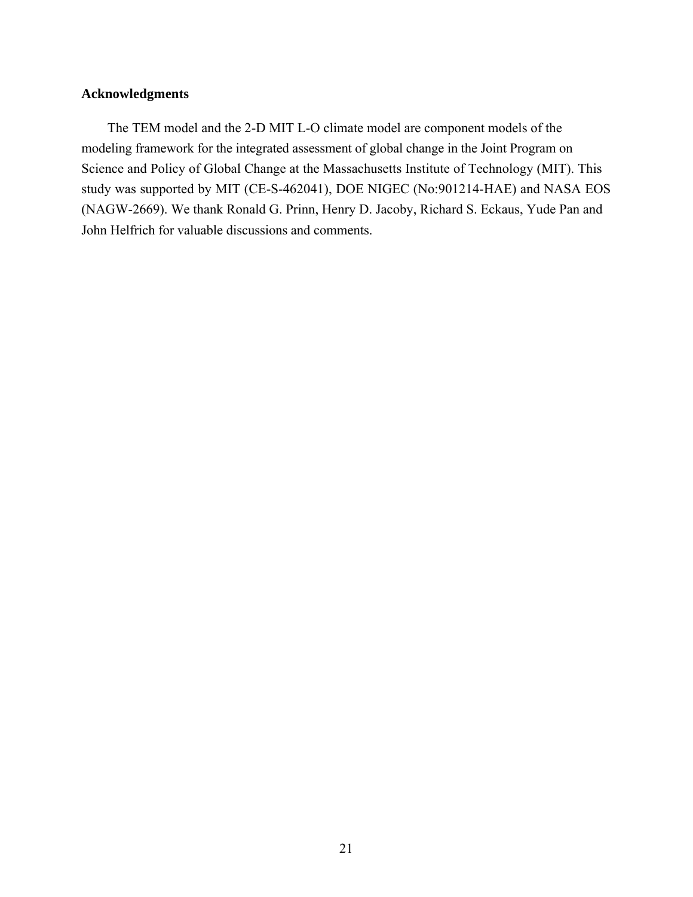## Acknowledgments

The TEM model and the 2-D MIT L-O climate model are component models of the modeling framework for the integrated assessment of global change in the Joint Program on Science and Policy of Global Change at the Massachusetts Institute of Technology (MIT). This study was supported by MIT (CE-S-462041), DOE NIGEC (No:901214-HAE) and NASA EOS (NAGW-2669). We thank Ronald G. Prinn, Henry D. Jacoby, Richard S. Eckaus, Yude Pan and John Helfrich for valuable discussions and comments.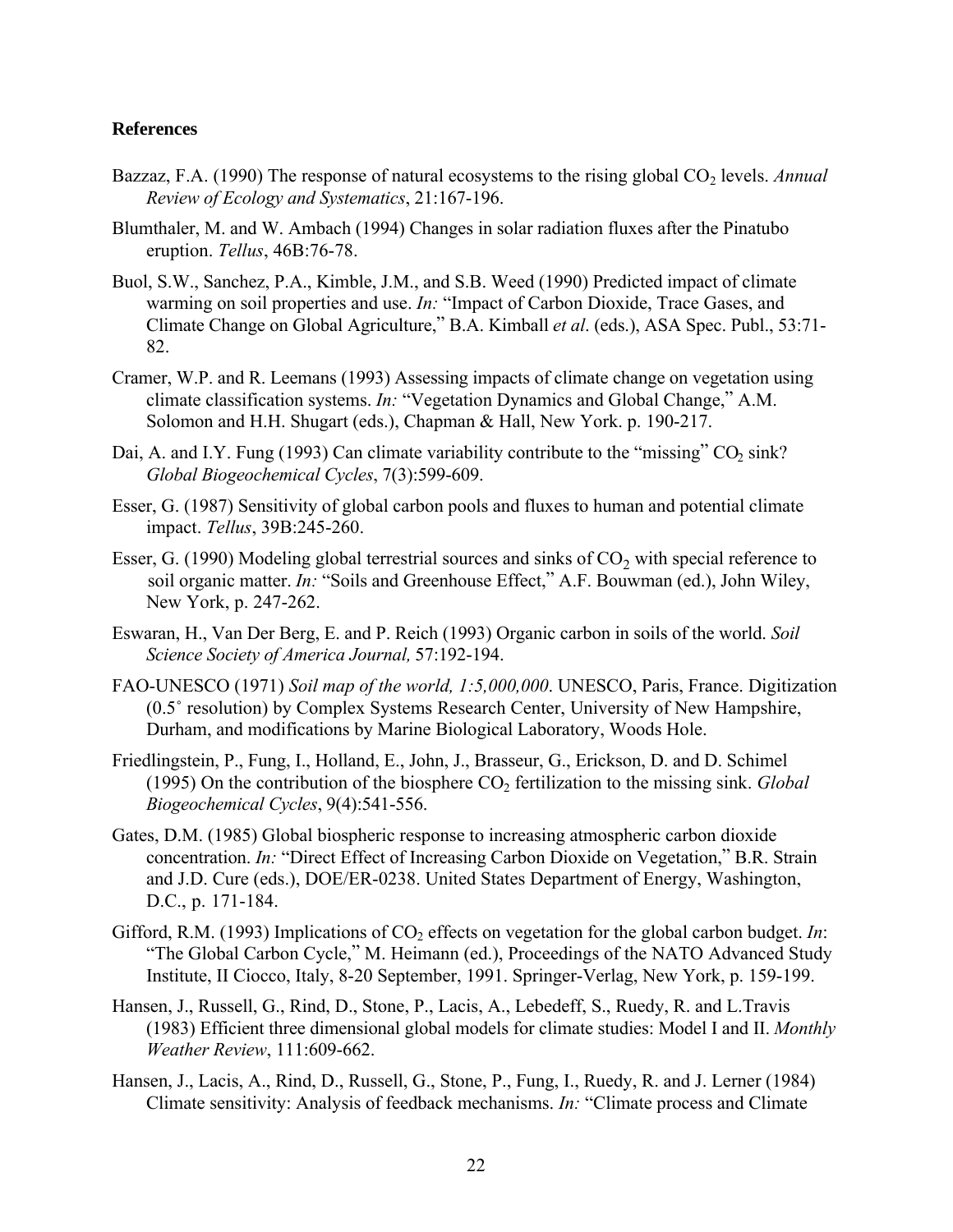**References**

Bazzaz, F.A. (1990) The response of natural ecosystems to the rising global $CO_2$ levels. *Annual Review of Ecology and Systematics*, 21:167-196.

Blumthaler, M. and W. Ambach (1994) Changes in solar radiation fluxes after the Pinatubo eruption. *Tellus*, 46B:76-78.

Buol, S.W., Sanchez, P.A., Kimble, J.M., and S.B. Weed (1990) Predicted impact of climate warming on soil properties and use. *In:* "Impact of Carbon Dioxide, Trace Gases, and Climate Change on Global Agriculture," B.A. Kimball *et al*. (eds.), ASA Spec. Publ., 53:71-82.

Cramer, W.P. and R. Leemans (1993) Assessing impacts of climate change on vegetation using climate classification systems. *In:* "Vegetation Dynamics and Global Change," A.M. Solomon and H.H. Shugart (eds.), Chapman & Hall, New York. p. 190-217.

Dai, A. and I.Y. Fung (1993) Can climate variability contribute to the "missing" $CO_2$ sink? *Global Biogeochemical Cycles*, 7(3):599-609.

Esser, G. (1987) Sensitivity of global carbon pools and fluxes to human and potential climate impact. *Tellus*, 39B:245-260.

Esser, G. (1990) Modeling global terrestrial sources and sinks of $CO_2$ with special reference to soil organic matter. *In:* "Soils and Greenhouse Effect," A.F. Bouwman (ed.), John Wiley, New York, p. 247-262.

Eswaran, H., Van Der Berg, E. and P. Reich (1993) Organic carbon in soils of the world. *Soil Science Society of America Journal,* 57:192-194.

FAO-UNESCO (1971) *Soil map of the world, 1:5,000,000*. UNESCO, Paris, France. Digitization (0.5˚ resolution) by Complex Systems Research Center, University of New Hampshire, Durham, and modifications by Marine Biological Laboratory, Woods Hole.

Friedlingstein, P., Fung, I., Holland, E., John, J., Brasseur, G., Erickson, D. and D. Schimel (1995) On the contribution of the biosphere $CO_2$ fertilization to the missing sink. *Global Biogeochemical Cycles*, 9(4):541-556.

Gates, D.M. (1985) Global biospheric response to increasing atmospheric carbon dioxide concentration. *In:* "Direct Effect of Increasing Carbon Dioxide on Vegetation," B.R. Strain and J.D. Cure (eds.), DOE/ER-0238. United States Department of Energy, Washington, D.C., p. 171-184.

Gifford, R.M. (1993) Implications of $CO_2$ effects on vegetation for the global carbon budget. *In*: "The Global Carbon Cycle," M. Heimann (ed.), Proceedings of the NATO Advanced Study Institute, II Ciocco, Italy, 8-20 September, 1991. Springer-Verlag, New York, p. 159-199.

Hansen, J., Russell, G., Rind, D., Stone, P., Lacis, A., Lebedeff, S., Ruedy, R. and L.Travis (1983) Efficient three dimensional global models for climate studies: Model I and II. *Monthly Weather Review*, 111:609-662.

Hansen, J., Lacis, A., Rind, D., Russell, G., Stone, P., Fung, I., Ruedy, R. and J. Lerner (1984) Climate sensitivity: Analysis of feedback mechanisms. *In:* "Climate process and Climate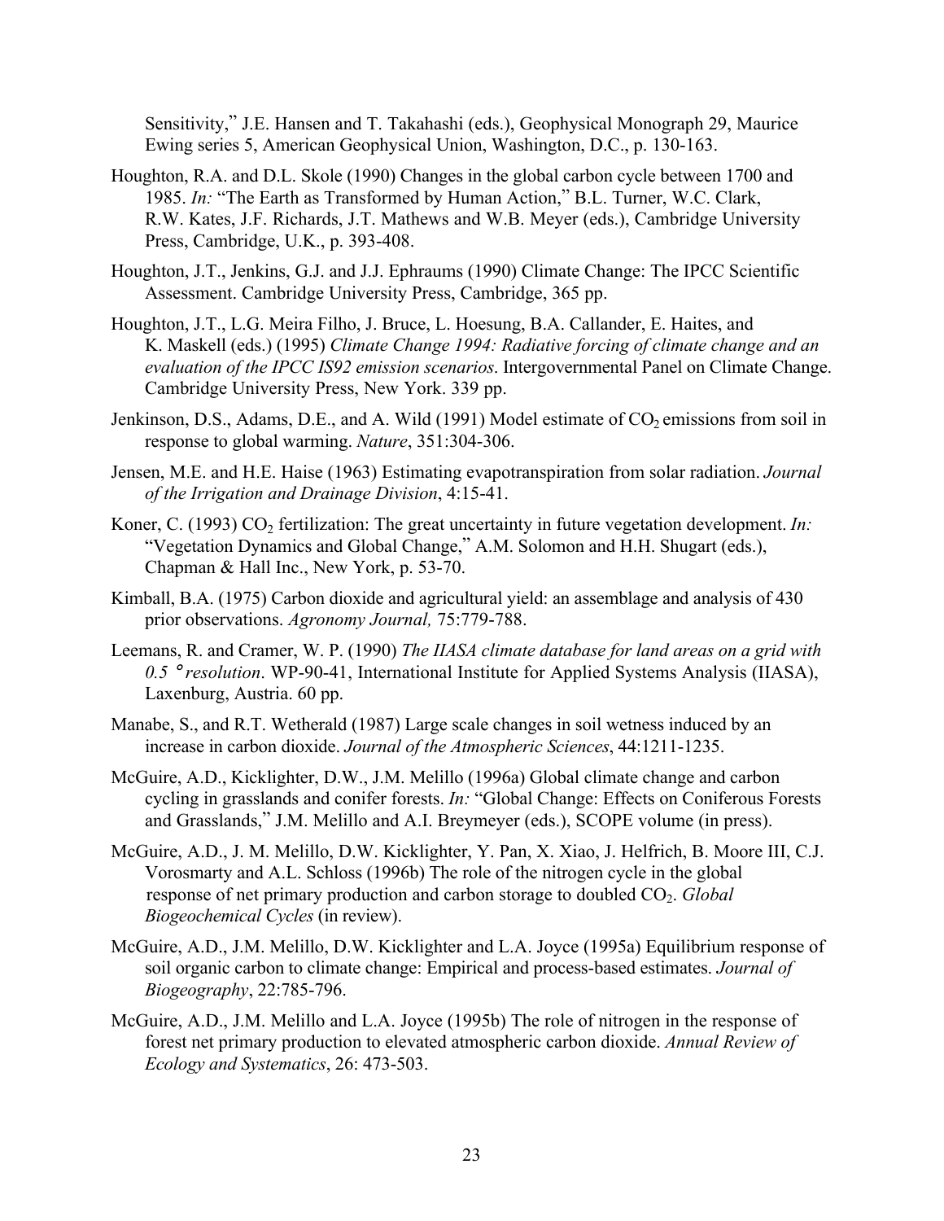Sensitivity," J.E. Hansen and T. Takahashi (eds.), Geophysical Monograph 29, Maurice Ewing series 5, American Geophysical Union, Washington, D.C., p. 130-163.

Houghton, R.A. and D.L. Skole (1990) Changes in the global carbon cycle between 1700 and 1985. *In:* "The Earth as Transformed by Human Action," B.L. Turner, W.C. Clark, R.W. Kates, J.F. Richards, J.T. Mathews and W.B. Meyer (eds.), Cambridge University Press, Cambridge, U.K., p. 393-408.

Houghton, J.T., Jenkins, G.J. and J.J. Ephraums (1990) Climate Change: The IPCC Scientific Assessment. Cambridge University Press, Cambridge, 365 pp.

Houghton, J.T., L.G. Meira Filho, J. Bruce, L. Hoesung, B.A. Callander, E. Haites, and K. Maskell (eds.) (1995) *Climate Change 1994: Radiative forcing of climate change and an evaluation of the IPCC IS92 emission scenarios*. Intergovernmental Panel on Climate Change. Cambridge University Press, New York. 339 pp.

Jenkinson, D.S., Adams, D.E., and A. Wild (1991) Model estimate of $CO_2$ emissions from soil in response to global warming. *Nature*, 351:304-306.

Jensen, M.E. and H.E. Haise (1963) Estimating evapotranspiration from solar radiation. *Journal of the Irrigation and Drainage Division*, 4:15-41.

Koner, C. (1993) $CO_2$ fertilization: The great uncertainty in future vegetation development. *In:* "Vegetation Dynamics and Global Change," A.M. Solomon and H.H. Shugart (eds.), Chapman & Hall Inc., New York, p. 53-70.

Kimball, B.A. (1975) Carbon dioxide and agricultural yield: an assemblage and analysis of 430 prior observations. *Agronomy Journal,* 75:779-788.

Leemans, R. and Cramer, W. P. (1990) *The IIASA climate database for land areas on a grid with 0.5 ° resolution*. WP-90-41, International Institute for Applied Systems Analysis (IIASA), Laxenburg, Austria. 60 pp.

Manabe, S., and R.T. Wetherald (1987) Large scale changes in soil wetness induced by an increase in carbon dioxide. *Journal of the Atmospheric Sciences*, 44:1211-1235.

McGuire, A.D., Kicklighter, D.W., J.M. Melillo (1996a) Global climate change and carbon cycling in grasslands and conifer forests. *In:* "Global Change: Effects on Coniferous Forests and Grasslands," J.M. Melillo and A.I. Breymeyer (eds.), SCOPE volume (in press).

McGuire, A.D., J. M. Melillo, D.W. Kicklighter, Y. Pan, X. Xiao, J. Helfrich, B. Moore III, C.J. Vorosmarty and A.L. Schloss (1996b) The role of the nitrogen cycle in the global response of net primary production and carbon storage to doubled $CO_2$. *Global Biogeochemical Cycles* (in review).

McGuire, A.D., J.M. Melillo, D.W. Kicklighter and L.A. Joyce (1995a) Equilibrium response of soil organic carbon to climate change: Empirical and process-based estimates. *Journal of Biogeography*, 22:785-796.

McGuire, A.D., J.M. Melillo and L.A. Joyce (1995b) The role of nitrogen in the response of forest net primary production to elevated atmospheric carbon dioxide. *Annual Review of Ecology and Systematics*, 26: 473-503.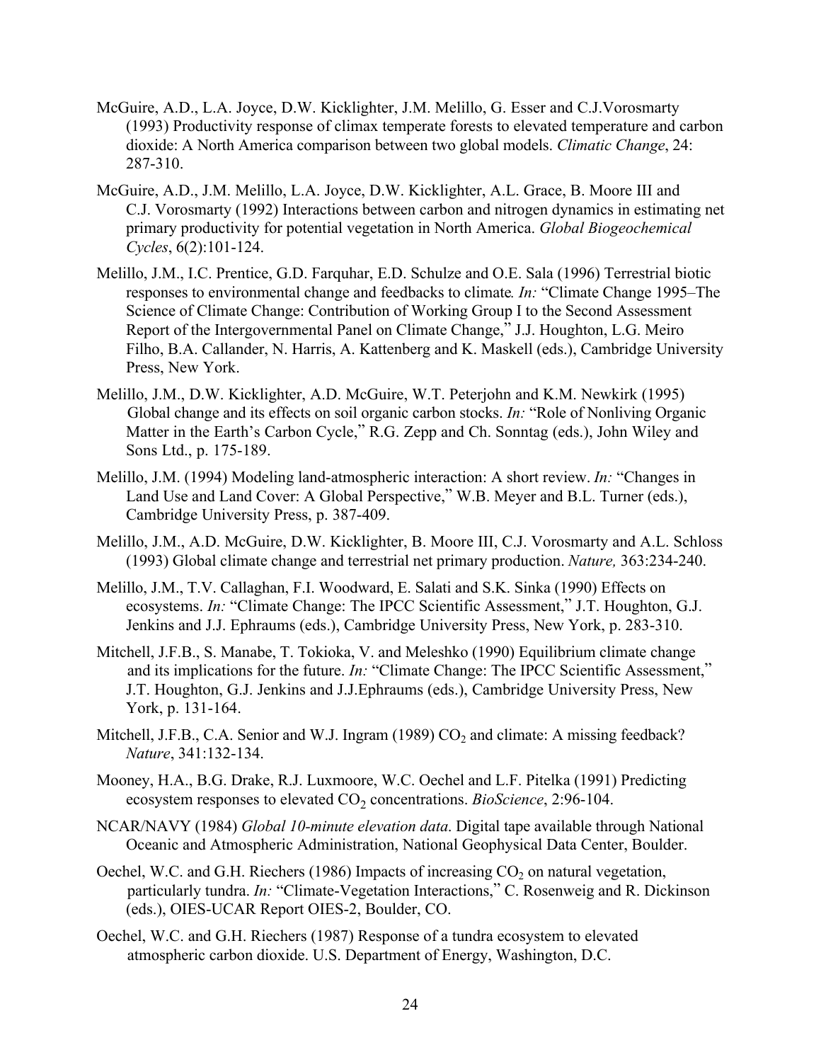McGuire, A.D., L.A. Joyce, D.W. Kicklighter, J.M. Melillo, G. Esser and C.J.Vorosmarty (1993) Productivity response of climax temperate forests to elevated temperature and carbon dioxide: A North America comparison between two global models. *Climatic Change*, 24: 287-310.

McGuire, A.D., J.M. Melillo, L.A. Joyce, D.W. Kicklighter, A.L. Grace, B. Moore III and C.J. Vorosmarty (1992) Interactions between carbon and nitrogen dynamics in estimating net primary productivity for potential vegetation in North America. *Global Biogeochemical Cycles*, 6(2):101-124.

Melillo, J.M., I.C. Prentice, G.D. Farquhar, E.D. Schulze and O.E. Sala (1996) Terrestrial biotic responses to environmental change and feedbacks to climate*. In:* "Climate Change 1995–The Science of Climate Change: Contribution of Working Group I to the Second Assessment Report of the Intergovernmental Panel on Climate Change," J.J. Houghton, L.G. Meiro Filho, B.A. Callander, N. Harris, A. Kattenberg and K. Maskell (eds.), Cambridge University Press, New York.

Melillo, J.M., D.W. Kicklighter, A.D. McGuire, W.T. Peterjohn and K.M. Newkirk (1995) Global change and its effects on soil organic carbon stocks. *In:* "Role of Nonliving Organic Matter in the Earth's Carbon Cycle," R.G. Zepp and Ch. Sonntag (eds.), John Wiley and Sons Ltd., p. 175-189.

Melillo, J.M. (1994) Modeling land-atmospheric interaction: A short review. *In:* "Changes in Land Use and Land Cover: A Global Perspective," W.B. Meyer and B.L. Turner (eds.), Cambridge University Press, p. 387-409.

Melillo, J.M., A.D. McGuire, D.W. Kicklighter, B. Moore III, C.J. Vorosmarty and A.L. Schloss (1993) Global climate change and terrestrial net primary production. *Nature,* 363:234-240.

Melillo, J.M., T.V. Callaghan, F.I. Woodward, E. Salati and S.K. Sinka (1990) Effects on ecosystems. *In:* "Climate Change: The IPCC Scientific Assessment," J.T. Houghton, G.J. Jenkins and J.J. Ephraums (eds.), Cambridge University Press, New York, p. 283-310.

Mitchell, J.F.B., S. Manabe, T. Tokioka, V. and Meleshko (1990) Equilibrium climate change and its implications for the future. *In:* "Climate Change: The IPCC Scientific Assessment," J.T. Houghton, G.J. Jenkins and J.J.Ephraums (eds.), Cambridge University Press, New York, p. 131-164.

Mitchell, J.F.B., C.A. Senior and W.J. Ingram (1989) $CO_2$ and climate: A missing feedback? *Nature*, 341:132-134.

Mooney, H.A., B.G. Drake, R.J. Luxmoore, W.C. Oechel and L.F. Pitelka (1991) Predicting ecosystem responses to elevated $CO_2$ concentrations. *BioScience*, 2:96-104.

NCAR/NAVY (1984) *Global 10-minute elevation data*. Digital tape available through National Oceanic and Atmospheric Administration, National Geophysical Data Center, Boulder.

Oechel, W.C. and G.H. Riechers (1986) Impacts of increasing $CO_2$ on natural vegetation, particularly tundra. *In:* "Climate-Vegetation Interactions," C. Rosenweig and R. Dickinson (eds.), OIES-UCAR Report OIES-2, Boulder, CO.

Oechel, W.C. and G.H. Riechers (1987) Response of a tundra ecosystem to elevated atmospheric carbon dioxide. U.S. Department of Energy, Washington, D.C.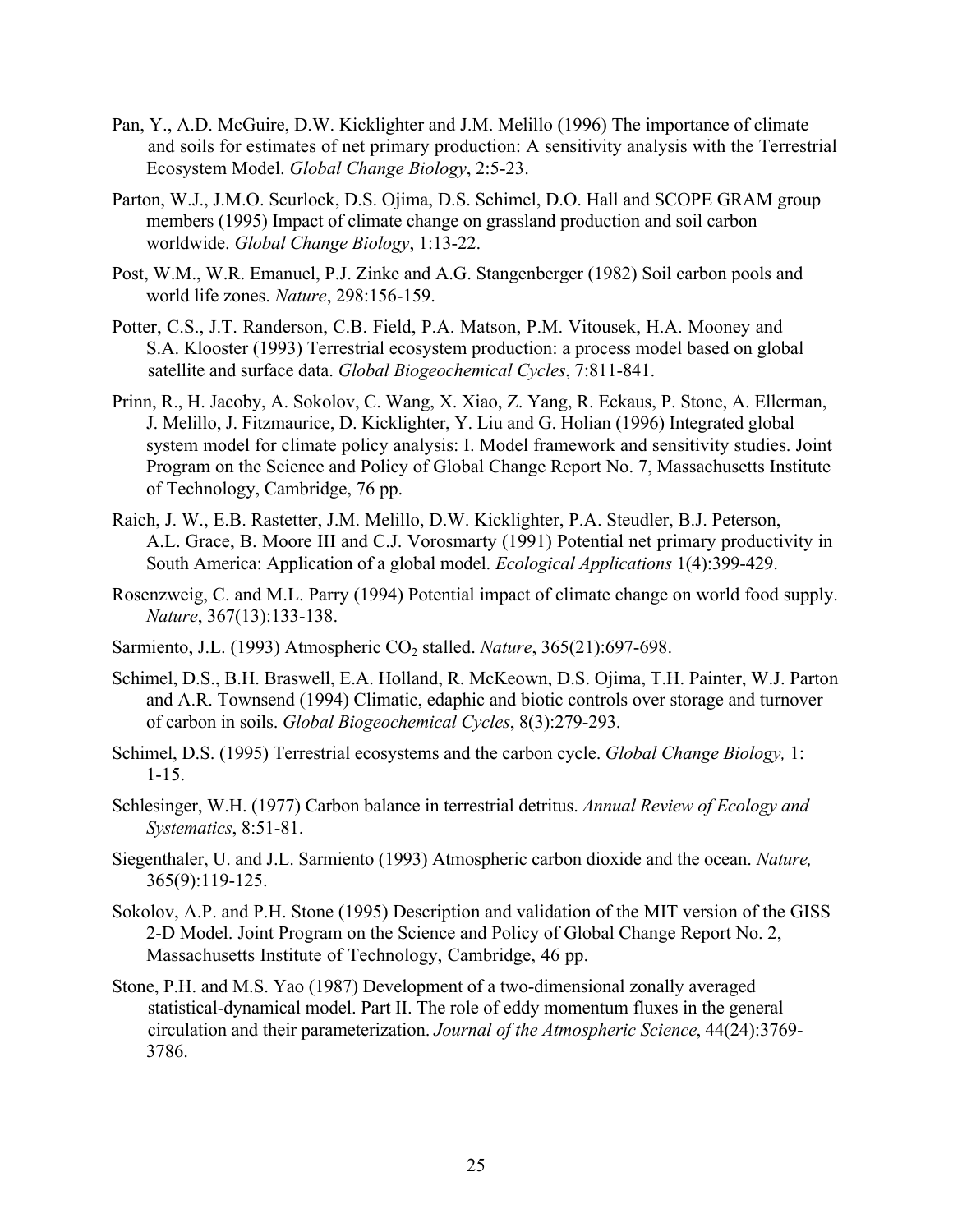Pan, Y., A.D. McGuire, D.W. Kicklighter and J.M. Melillo (1996) The importance of climate and soils for estimates of net primary production: A sensitivity analysis with the Terrestrial Ecosystem Model. *Global Change Biology*, 2:5-23.

Parton, W.J., J.M.O. Scurlock, D.S. Ojima, D.S. Schimel, D.O. Hall and SCOPE GRAM group members (1995) Impact of climate change on grassland production and soil carbon worldwide. *Global Change Biology*, 1:13-22.

Post, W.M., W.R. Emanuel, P.J. Zinke and A.G. Stangenberger (1982) Soil carbon pools and world life zones. *Nature*, 298:156-159.

Potter, C.S., J.T. Randerson, C.B. Field, P.A. Matson, P.M. Vitousek, H.A. Mooney and S.A. Klooster (1993) Terrestrial ecosystem production: a process model based on global satellite and surface data. *Global Biogeochemical Cycles*, 7:811-841.

Prinn, R., H. Jacoby, A. Sokolov, C. Wang, X. Xiao, Z. Yang, R. Eckaus, P. Stone, A. Ellerman, J. Melillo, J. Fitzmaurice, D. Kicklighter, Y. Liu and G. Holian (1996) Integrated global system model for climate policy analysis: I. Model framework and sensitivity studies. Joint Program on the Science and Policy of Global Change Report No. 7, Massachusetts Institute of Technology, Cambridge, 76 pp.

Raich, J. W., E.B. Rastetter, J.M. Melillo, D.W. Kicklighter, P.A. Steudler, B.J. Peterson, A.L. Grace, B. Moore III and C.J. Vorosmarty (1991) Potential net primary productivity in South America: Application of a global model. *Ecological Applications* 1(4):399-429.

Rosenzweig, C. and M.L. Parry (1994) Potential impact of climate change on world food supply. *Nature*, 367(13):133-138.

Sarmiento, J.L. (1993) Atmospheric $CO_2$ stalled. *Nature*, 365(21):697-698.

Schimel, D.S., B.H. Braswell, E.A. Holland, R. McKeown, D.S. Ojima, T.H. Painter, W.J. Parton and A.R. Townsend (1994) Climatic, edaphic and biotic controls over storage and turnover of carbon in soils. *Global Biogeochemical Cycles*, 8(3):279-293.

Schimel, D.S. (1995) Terrestrial ecosystems and the carbon cycle. *Global Change Biology,* 1: 1-15.

Schlesinger, W.H. (1977) Carbon balance in terrestrial detritus. *Annual Review of Ecology and Systematics*, 8:51-81.

Siegenthaler, U. and J.L. Sarmiento (1993) Atmospheric carbon dioxide and the ocean. *Nature,* 365(9):119-125.

Sokolov, A.P. and P.H. Stone (1995) Description and validation of the MIT version of the GISS 2-D Model. Joint Program on the Science and Policy of Global Change Report No. 2, Massachusetts Institute of Technology, Cambridge, 46 pp.

Stone, P.H. and M.S. Yao (1987) Development of a two-dimensional zonally averaged statistical-dynamical model. Part II. The role of eddy momentum fluxes in the general circulation and their parameterization. *Journal of the Atmospheric Science*, 44(24):3769-3786.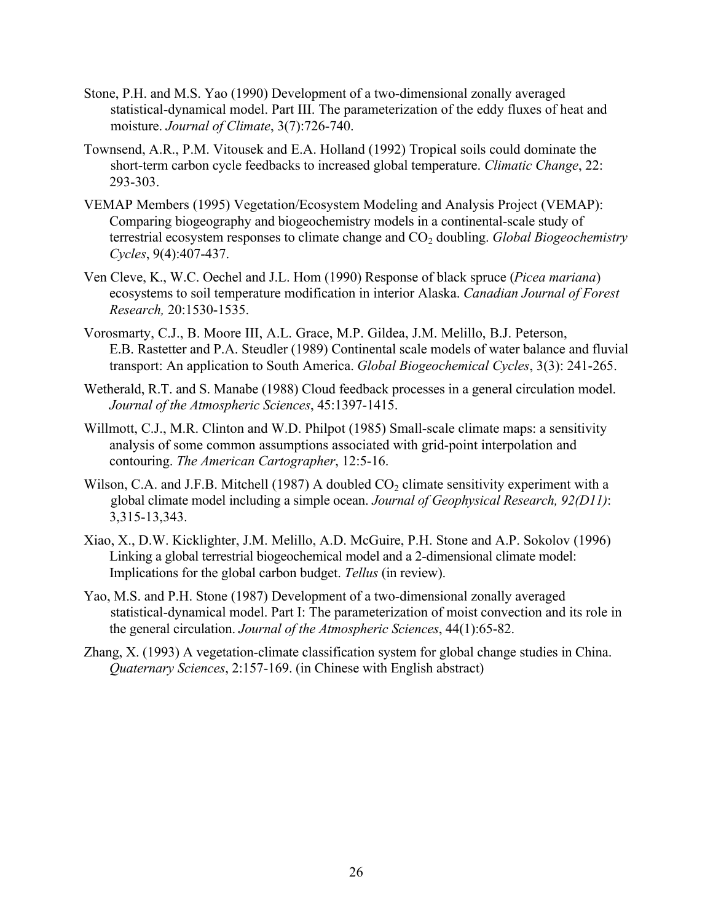Stone, P.H. and M.S. Yao (1990) Development of a two-dimensional zonally averaged statistical-dynamical model. Part III. The parameterization of the eddy fluxes of heat and moisture. *Journal of Climate*, 3(7):726-740.

Townsend, A.R., P.M. Vitousek and E.A. Holland (1992) Tropical soils could dominate the short-term carbon cycle feedbacks to increased global temperature. *Climatic Change*, 22: 293-303.

VEMAP Members (1995) Vegetation/Ecosystem Modeling and Analysis Project (VEMAP): Comparing biogeography and biogeochemistry models in a continental-scale study of terrestrial ecosystem responses to climate change and $CO_2$ doubling. *Global Biogeochemistry Cycles*, 9(4):407-437.

Ven Cleve, K., W.C. Oechel and J.L. Hom (1990) Response of black spruce (*Picea mariana*) ecosystems to soil temperature modification in interior Alaska. *Canadian Journal of Forest Research,* 20:1530-1535.

Vorosmarty, C.J., B. Moore III, A.L. Grace, M.P. Gildea, J.M. Melillo, B.J. Peterson, E.B. Rastetter and P.A. Steudler (1989) Continental scale models of water balance and fluvial transport: An application to South America. *Global Biogeochemical Cycles*, 3(3): 241-265.

Wetherald, R.T. and S. Manabe (1988) Cloud feedback processes in a general circulation model. *Journal of the Atmospheric Sciences*, 45:1397-1415.

Willmott, C.J., M.R. Clinton and W.D. Philpot (1985) Small-scale climate maps: a sensitivity analysis of some common assumptions associated with grid-point interpolation and contouring. *The American Cartographer*, 12:5-16.

Wilson, C.A. and J.F.B. Mitchell (1987) A doubled $CO_2$ climate sensitivity experiment with a global climate model including a simple ocean. *Journal of Geophysical Research, 92(D11)*: 3,315-13,343.

Xiao, X., D.W. Kicklighter, J.M. Melillo, A.D. McGuire, P.H. Stone and A.P. Sokolov (1996) Linking a global terrestrial biogeochemical model and a 2-dimensional climate model: Implications for the global carbon budget. *Tellus* (in review).

Yao, M.S. and P.H. Stone (1987) Development of a two-dimensional zonally averaged statistical-dynamical model. Part I: The parameterization of moist convection and its role in the general circulation. *Journal of the Atmospheric Sciences*, 44(1):65-82.

Zhang, X. (1993) A vegetation-climate classification system for global change studies in China. *Quaternary Sciences*, 2:157-169. (in Chinese with English abstract)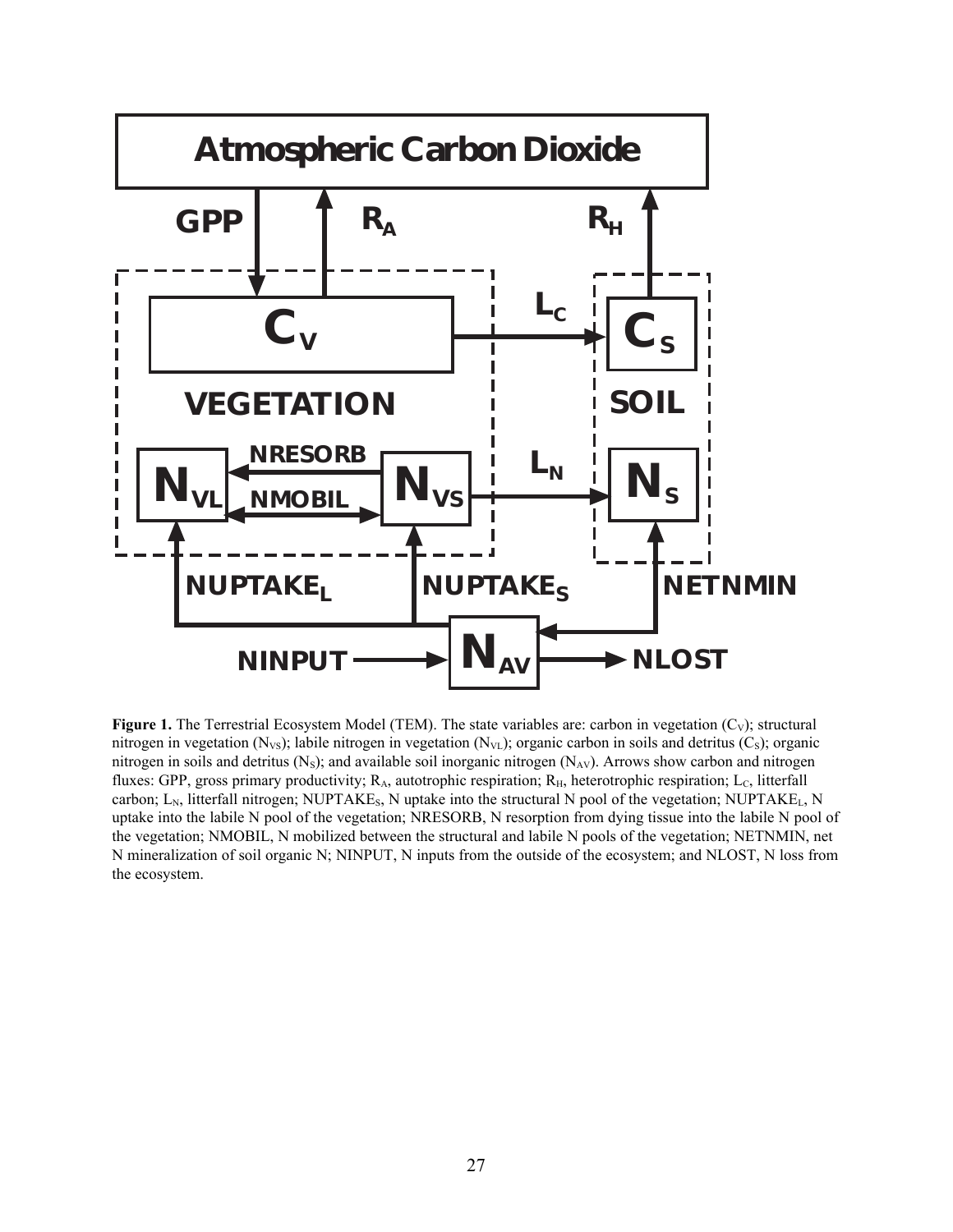**Figure 1.** The Terrestrial Ecosystem Model (TEM). The state variables are: carbon in vegetation ($C_V$); structural nitrogen in vegetation ($N_{VS}$); labile nitrogen in vegetation ($N_{VL}$); organic carbon in soils and detritus ($C_S$); organic nitrogen in soils and detritus ($N_S$); and available soil inorganic nitrogen ($N_{AV}$). Arrows show carbon and nitrogen fluxes: GPP, gross primary productivity; $R_A$, autotrophic respiration; $R_H$, heterotrophic respiration; $L_C$, litterfall carbon; $L_N$, litterfall nitrogen; $NUPTAKE_S$, N uptake into the structural N pool of the vegetation; $NUPTAKE_L$, N uptake into the labile N pool of the vegetation; NRESORB, N resorption from dying tissue into the labile N pool of the vegetation; NMOBIL, N mobilized between the structural and labile N pools of the vegetation; NETNMIN, net N mineralization of soil organic N; NINPUT, N inputs from the outside of the ecosystem; and NLOST, N loss from the ecosystem.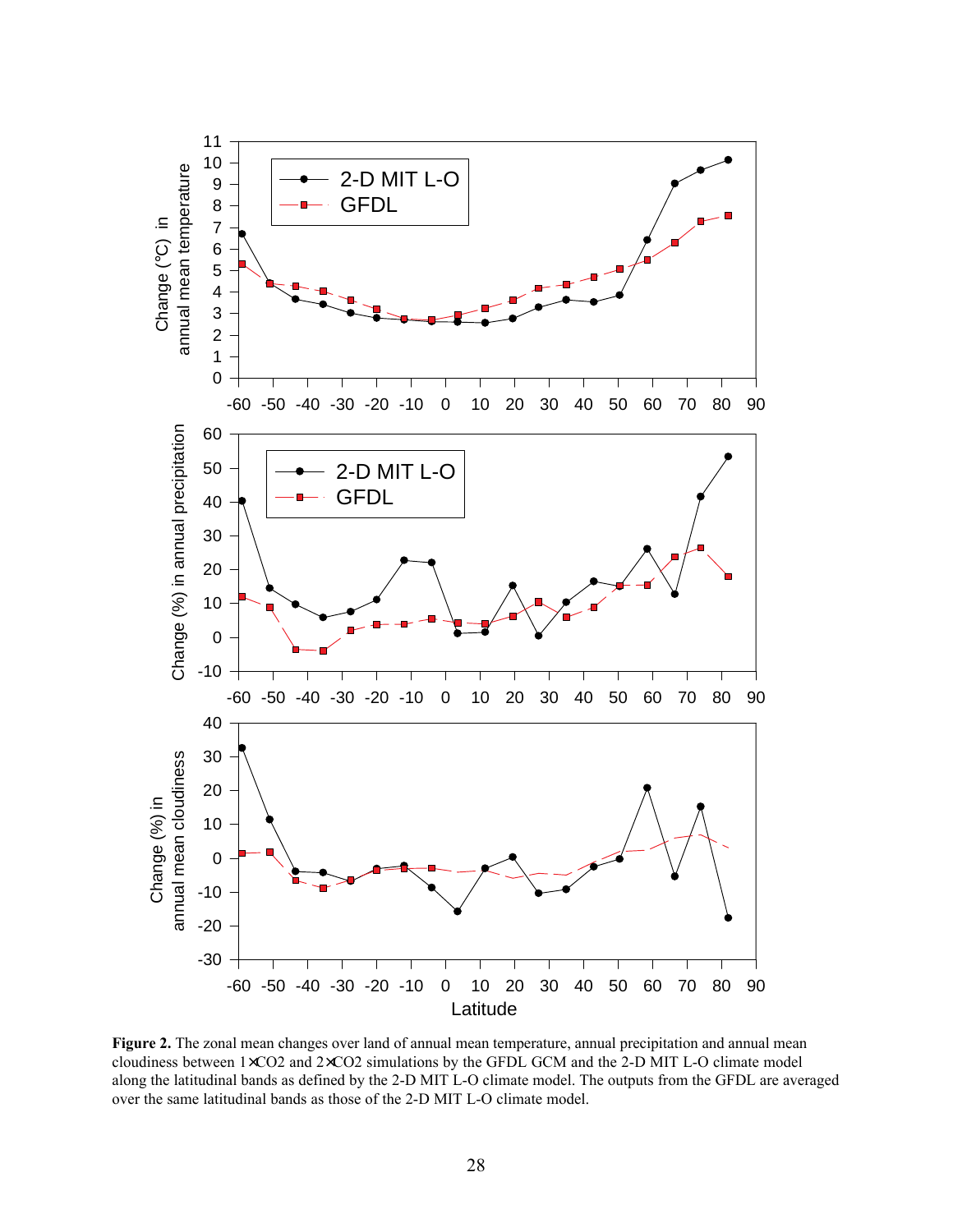**Figure 2.** The zonal mean changes over land of annual mean temperature, annual precipitation and annual mean cloudiness between 1×CO2 and 2×CO2 simulations by the GFDL GCM and the 2-D MIT L-O climate model along the latitudinal bands as defined by the 2-D MIT L-O climate model. The outputs from the GFDL are averaged over the same latitudinal bands as those of the 2-D MIT L-O climate model.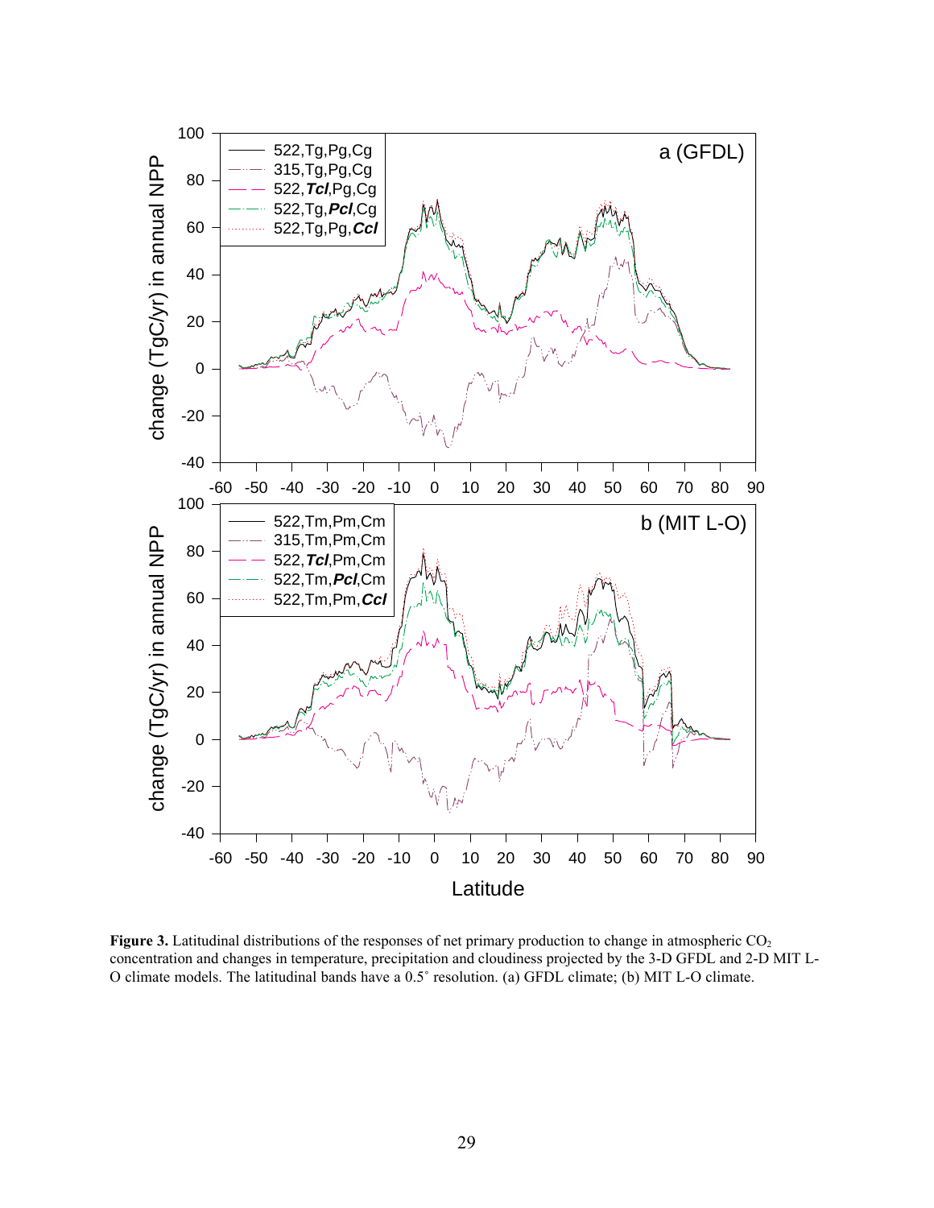**Figure 3.** Latitudinal distributions of the responses of net primary production to change in atmospheric $CO_2$ concentration and changes in temperature, precipitation and cloudiness projected by the 3-D GFDL and 2-D MIT L-O climate models. The latitudinal bands have a 0.5˚ resolution. (a) GFDL climate; (b) MIT L-O climate.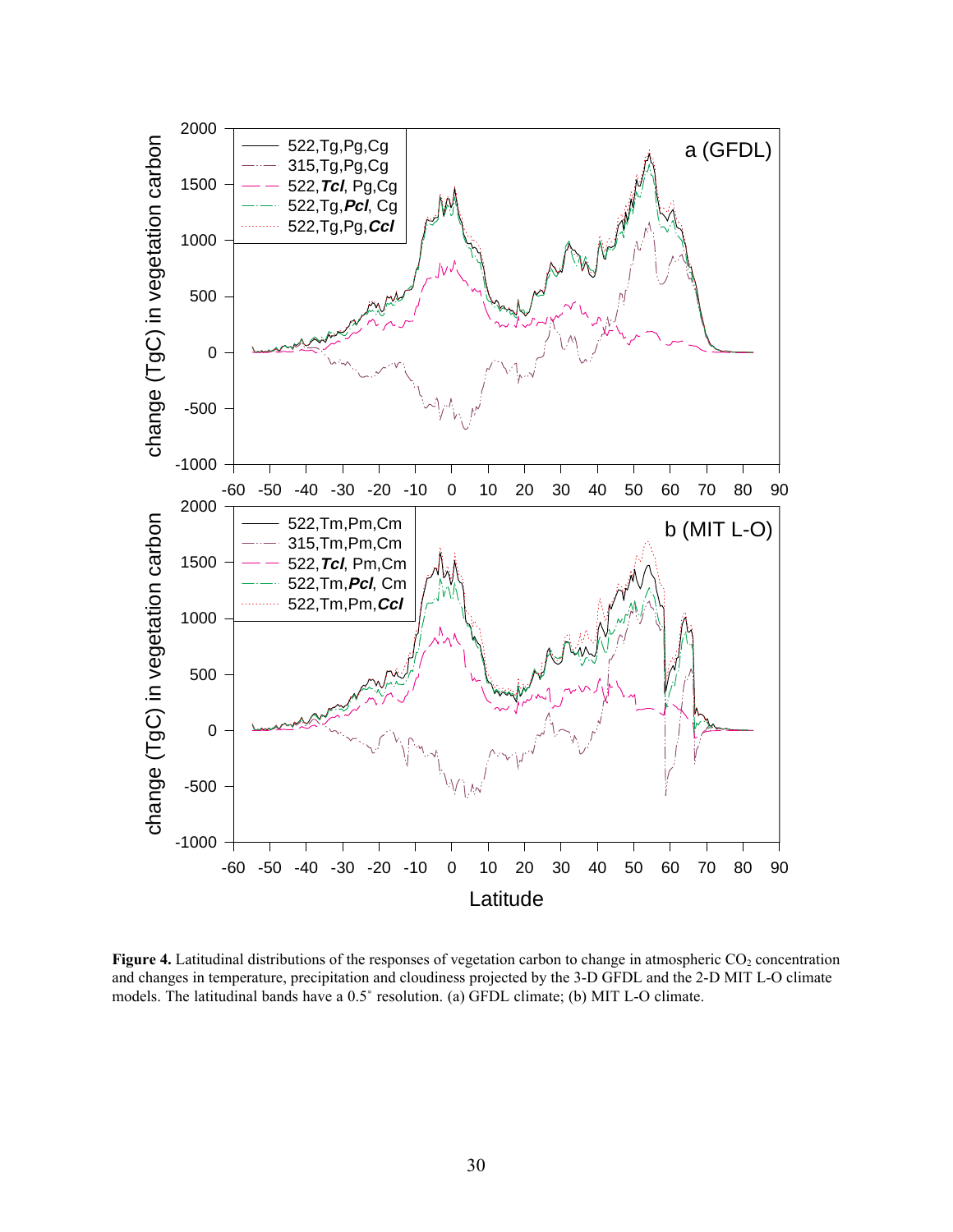**Figure 4.** Latitudinal distributions of the responses of vegetation carbon to change in atmospheric $CO_2$ concentration and changes in temperature, precipitation and cloudiness projected by the 3-D GFDL and the 2-D MIT L-O climate models. The latitudinal bands have a 0.5˚ resolution. (a) GFDL climate; (b) MIT L-O climate.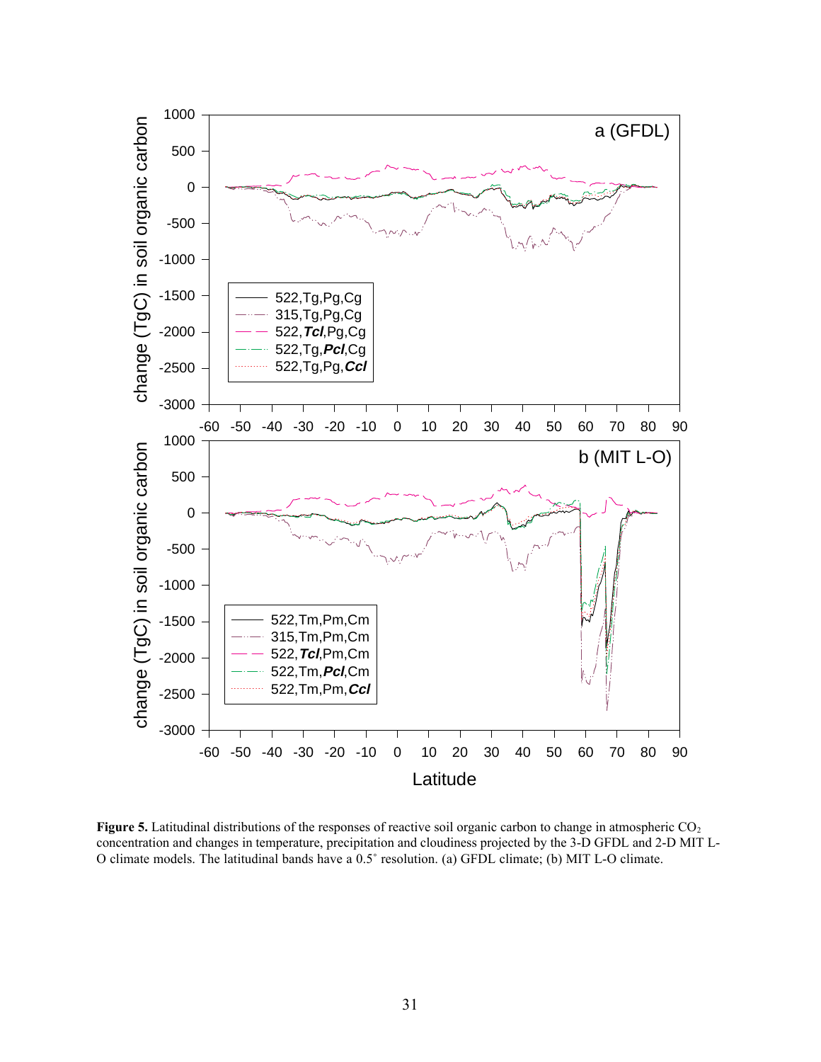**Figure 5.** Latitudinal distributions of the responses of reactive soil organic carbon to change in atmospheric $CO_2$ concentration and changes in temperature, precipitation and cloudiness projected by the 3-D GFDL and 2-D MIT L-O climate models. The latitudinal bands have a 0.5˚ resolution. (a) GFDL climate; (b) MIT L-O climate.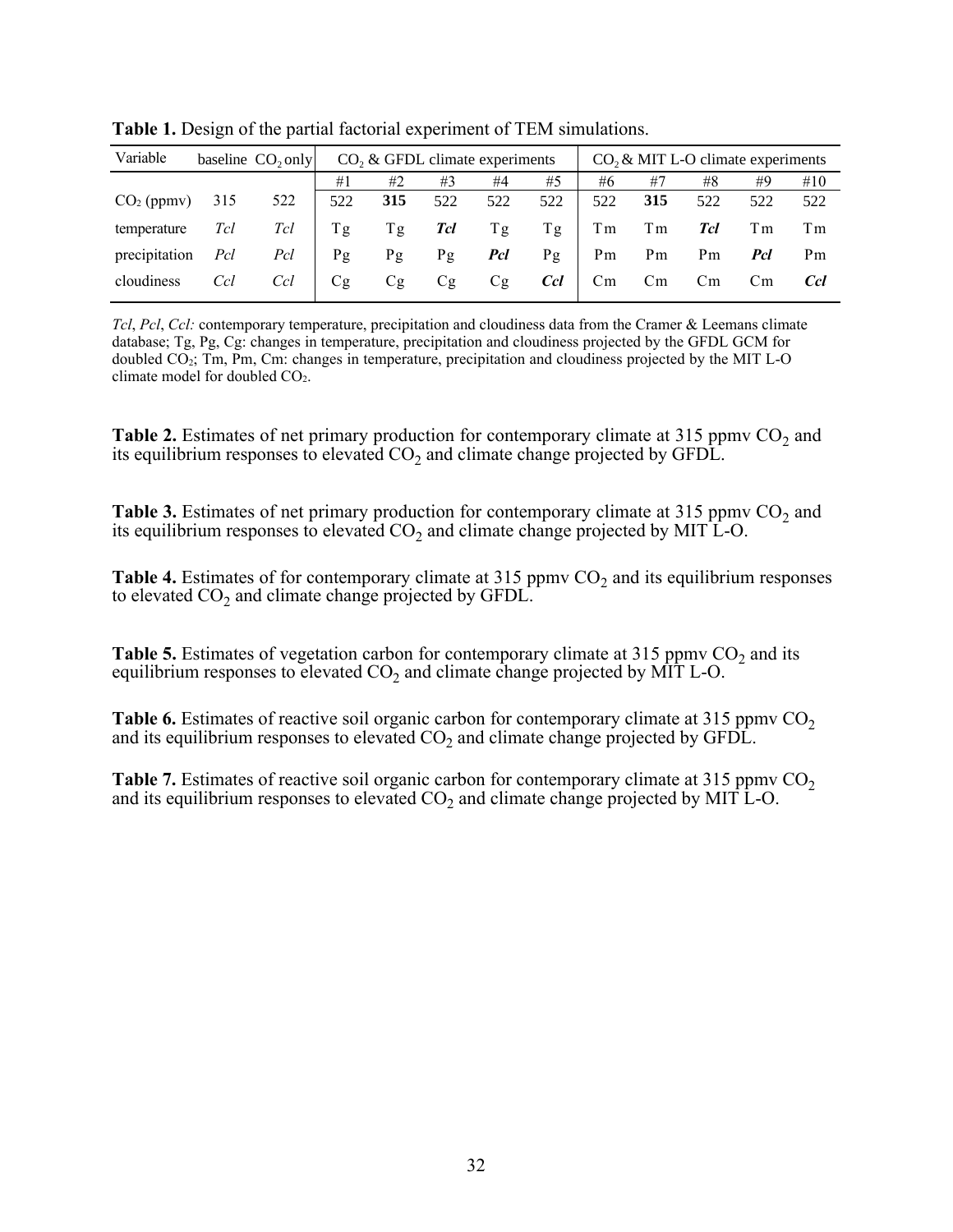**Table 1.** Design of the partial factorial experiment of TEM simulations.

| Variable | baseline | $CO_2$ only | $CO_2$ & GFDL climate experiments | | | | | $CO_2$ & MIT L-O climate experiments | | | | |
|---|---|---|---|---|---|---|---|---|---|---|---|---|
| | | | #1 | #2 | #3 | #4 | #5 | #6 | #7 | #8 | #9 | #10 |
| $CO_2$ (ppmv) | 315 | 522 | 522 | **315** | 522 | 522 | 522 | 522 | **315** | 522 | 522 | 522 |
| temperature | *Tcl* | *Tcl* | Tg | Tg | ***Tcl*** | Tg | Tg | Tm | Tm | ***Tcl*** | Tm | Tm |
| precipitation | *Pcl* | *Pcl* | Pg | Pg | Pg | ***Pcl*** | Pg | Pm | Pm | Pm | ***Pcl*** | Pm |
| cloudiness | *Ccl* | *Ccl* | Cg | Cg | Cg | Cg | ***Ccl*** | Cm | Cm | Cm | Cm | ***Ccl*** |

*Tcl*, *Pcl*, *Ccl:* contemporary temperature, precipitation and cloudiness data from the Cramer & Leemans climate database; Tg, Pg, Cg: changes in temperature, precipitation and cloudiness projected by the GFDL GCM for doubled $CO_2$; Tm, Pm, Cm: changes in temperature, precipitation and cloudiness projected by the MIT L-O climate model for doubled $CO_2$.

**Table 2.** Estimates of net primary production for contemporary climate at 315 ppmv $CO_2$ and its equilibrium responses to elevated $CO_2$ and climate change projected by GFDL.

**Table 3.** Estimates of net primary production for contemporary climate at 315 ppmv $CO_2$ and its equilibrium responses to elevated $CO_2$ and climate change projected by MIT L-O.

**Table 4.** Estimates of for contemporary climate at 315 ppmv $CO_2$ and its equilibrium responses to elevated $CO_2$ and climate change projected by GFDL.

**Table 5.** Estimates of vegetation carbon for contemporary climate at 315 ppmv $CO_2$ and its equilibrium responses to elevated $CO_2$ and climate change projected by MIT L-O.

**Table 6.** Estimates of reactive soil organic carbon for contemporary climate at 315 ppmv $CO_2$ and its equilibrium responses to elevated $CO_2$ and climate change projected by GFDL.

**Table 7.** Estimates of reactive soil organic carbon for contemporary climate at 315 ppmv $CO_2$ and its equilibrium responses to elevated $CO_2$ and climate change projected by MIT L-O.